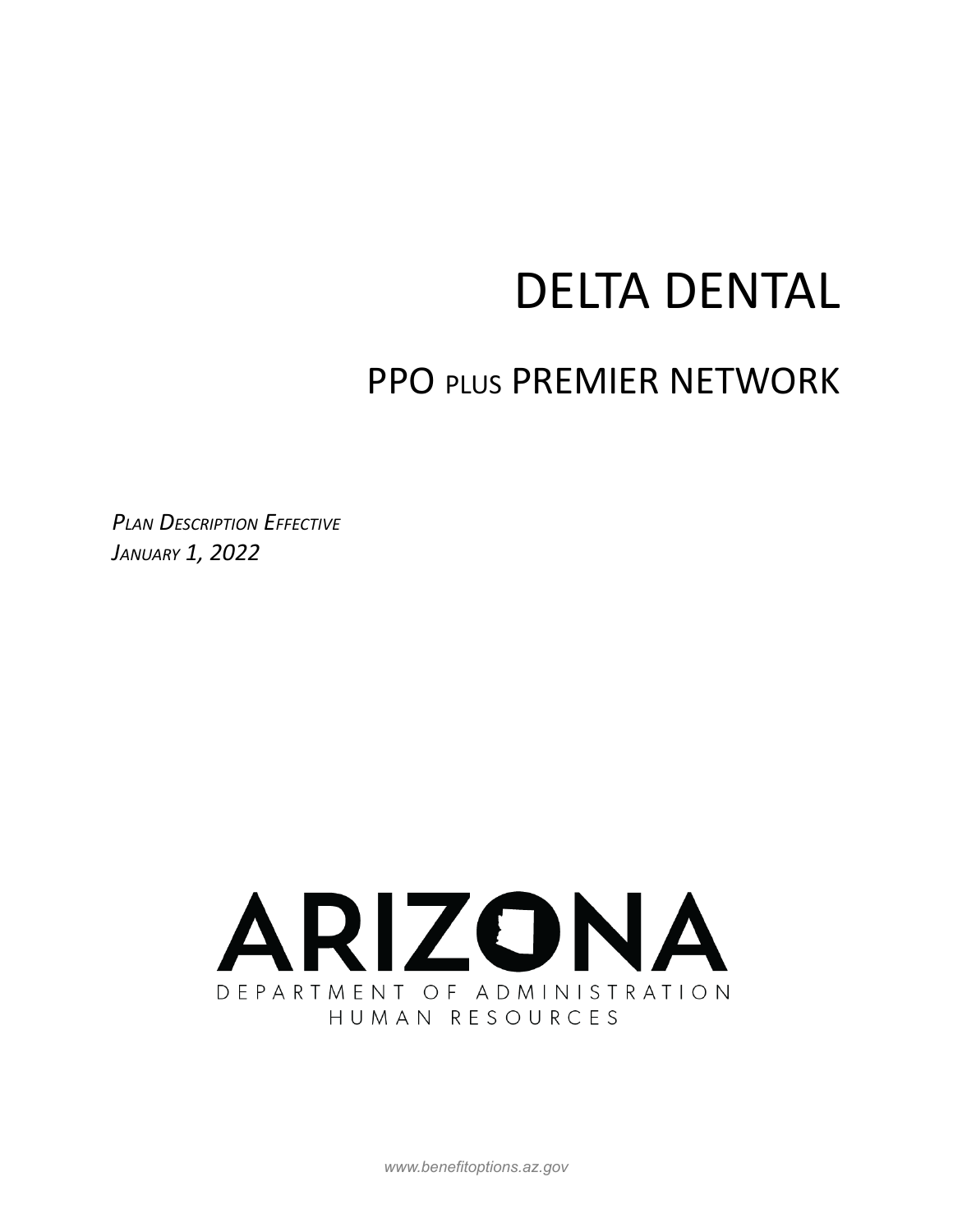# DELTA DENTAL

## PPO PLUS PREMIER NETWORK

*PLAN DESCRIPTION EFFECTIVE*
*JANUARY 1, 2022*

ARIZONA
DEPARTMENT OF ADMINISTRATION
HUMAN RESOURCES

www.benefitoptions.az.gov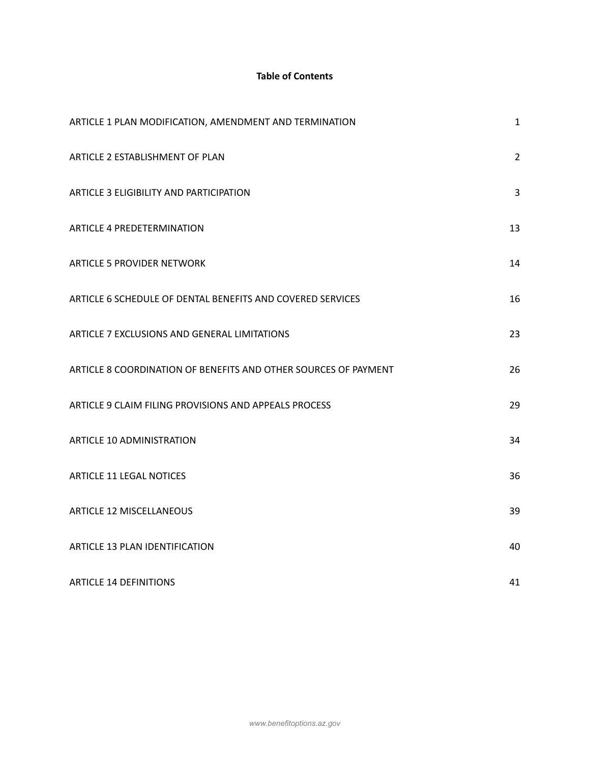**Table of Contents**

| | |
|---|---|
| ARTICLE 1 PLAN MODIFICATION, AMENDMENT AND TERMINATION | 1 |
| ARTICLE 2 ESTABLISHMENT OF PLAN | 2 |
| ARTICLE 3 ELIGIBILITY AND PARTICIPATION | 3 |
| ARTICLE 4 PREDETERMINATION | 13 |
| ARTICLE 5 PROVIDER NETWORK | 14 |
| ARTICLE 6 SCHEDULE OF DENTAL BENEFITS AND COVERED SERVICES | 16 |
| ARTICLE 7 EXCLUSIONS AND GENERAL LIMITATIONS | 23 |
| ARTICLE 8 COORDINATION OF BENEFITS AND OTHER SOURCES OF PAYMENT | 26 |
| ARTICLE 9 CLAIM FILING PROVISIONS AND APPEALS PROCESS | 29 |
| ARTICLE 10 ADMINISTRATION | 34 |
| ARTICLE 11 LEGAL NOTICES | 36 |
| ARTICLE 12 MISCELLANEOUS | 39 |
| ARTICLE 13 PLAN IDENTIFICATION | 40 |
| ARTICLE 14 DEFINITIONS | 41 |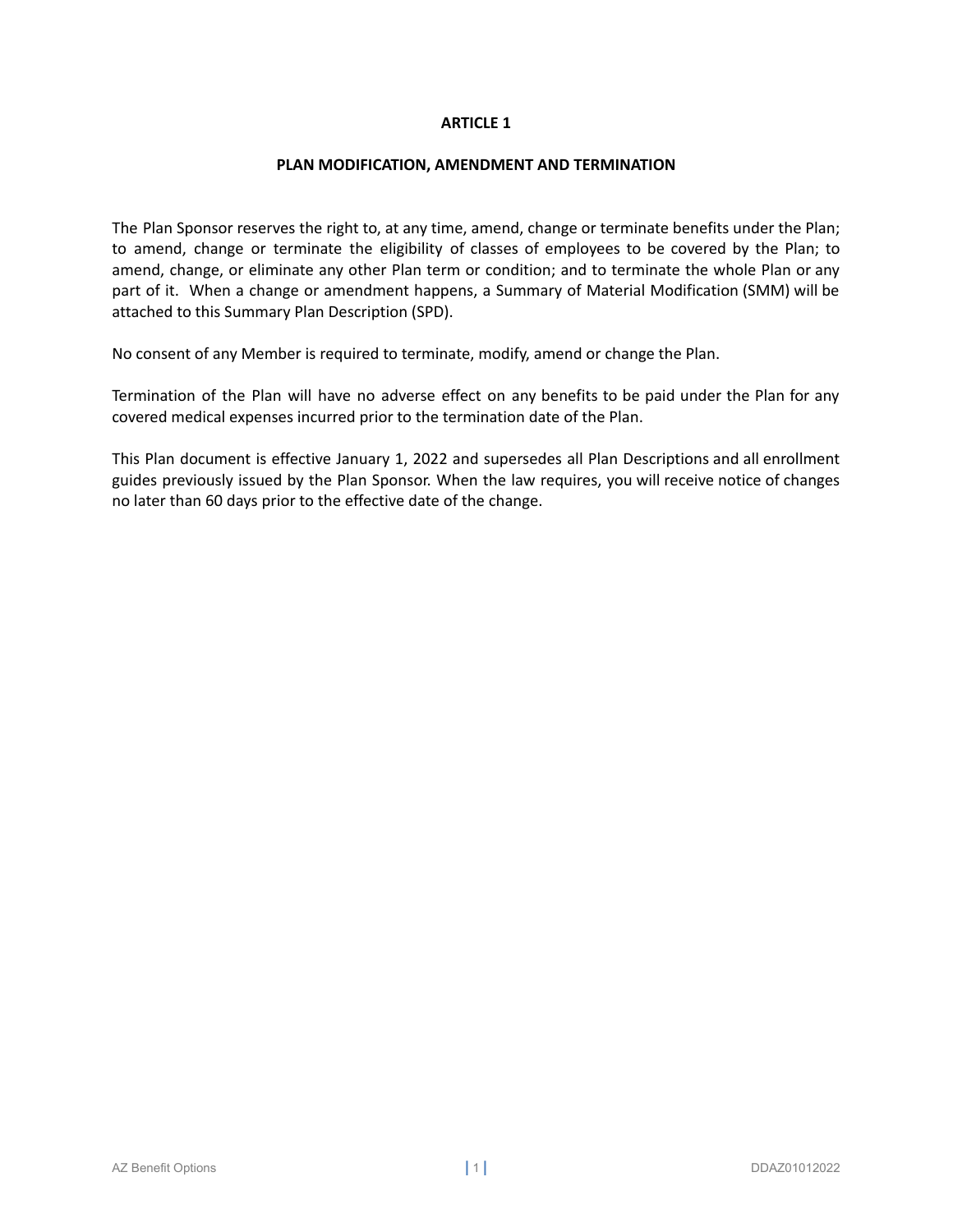# ARTICLE 1

## PLAN MODIFICATION, AMENDMENT AND TERMINATION

The Plan Sponsor reserves the right to, at any time, amend, change or terminate benefits under the Plan; to amend, change or terminate the eligibility of classes of employees to be covered by the Plan; to amend, change, or eliminate any other Plan term or condition; and to terminate the whole Plan or any part of it. When a change or amendment happens, a Summary of Material Modification (SMM) will be attached to this Summary Plan Description (SPD).

No consent of any Member is required to terminate, modify, amend or change the Plan.

Termination of the Plan will have no adverse effect on any benefits to be paid under the Plan for any covered medical expenses incurred prior to the termination date of the Plan.

This Plan document is effective January 1, 2022 and supersedes all Plan Descriptions and all enrollment guides previously issued by the Plan Sponsor. When the law requires, you will receive notice of changes no later than 60 days prior to the effective date of the change.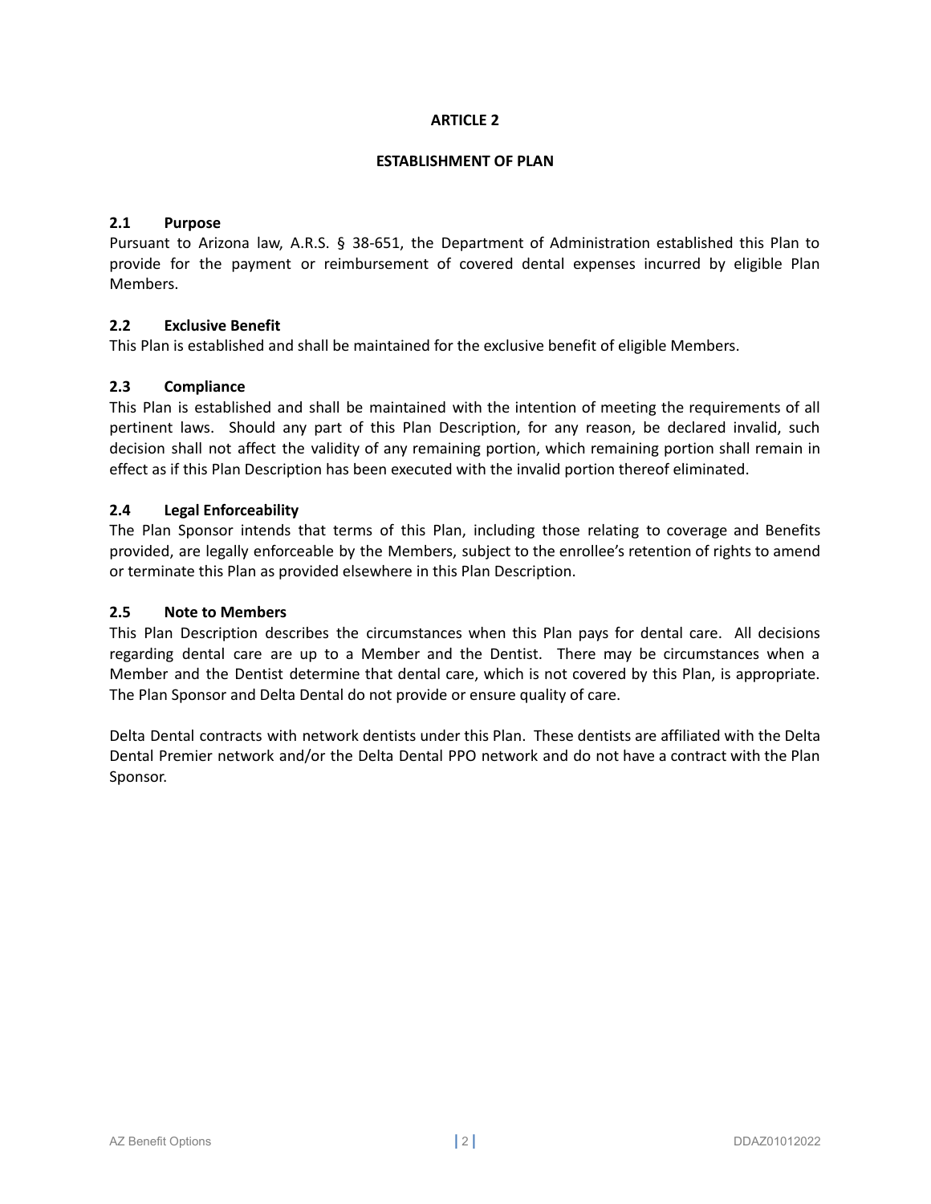# ARTICLE 2

## ESTABLISHMENT OF PLAN

### 2.1 Purpose

Pursuant to Arizona law, A.R.S. § 38-651, the Department of Administration established this Plan to provide for the payment or reimbursement of covered dental expenses incurred by eligible Plan Members.

### 2.2 Exclusive Benefit

This Plan is established and shall be maintained for the exclusive benefit of eligible Members.

### 2.3 Compliance

This Plan is established and shall be maintained with the intention of meeting the requirements of all pertinent laws. Should any part of this Plan Description, for any reason, be declared invalid, such decision shall not affect the validity of any remaining portion, which remaining portion shall remain in effect as if this Plan Description has been executed with the invalid portion thereof eliminated.

### 2.4 Legal Enforceability

The Plan Sponsor intends that terms of this Plan, including those relating to coverage and Benefits provided, are legally enforceable by the Members, subject to the enrollee's retention of rights to amend or terminate this Plan as provided elsewhere in this Plan Description.

### 2.5 Note to Members

This Plan Description describes the circumstances when this Plan pays for dental care. All decisions regarding dental care are up to a Member and the Dentist. There may be circumstances when a Member and the Dentist determine that dental care, which is not covered by this Plan, is appropriate. The Plan Sponsor and Delta Dental do not provide or ensure quality of care.

Delta Dental contracts with network dentists under this Plan. These dentists are affiliated with the Delta Dental Premier network and/or the Delta Dental PPO network and do not have a contract with the Plan Sponsor.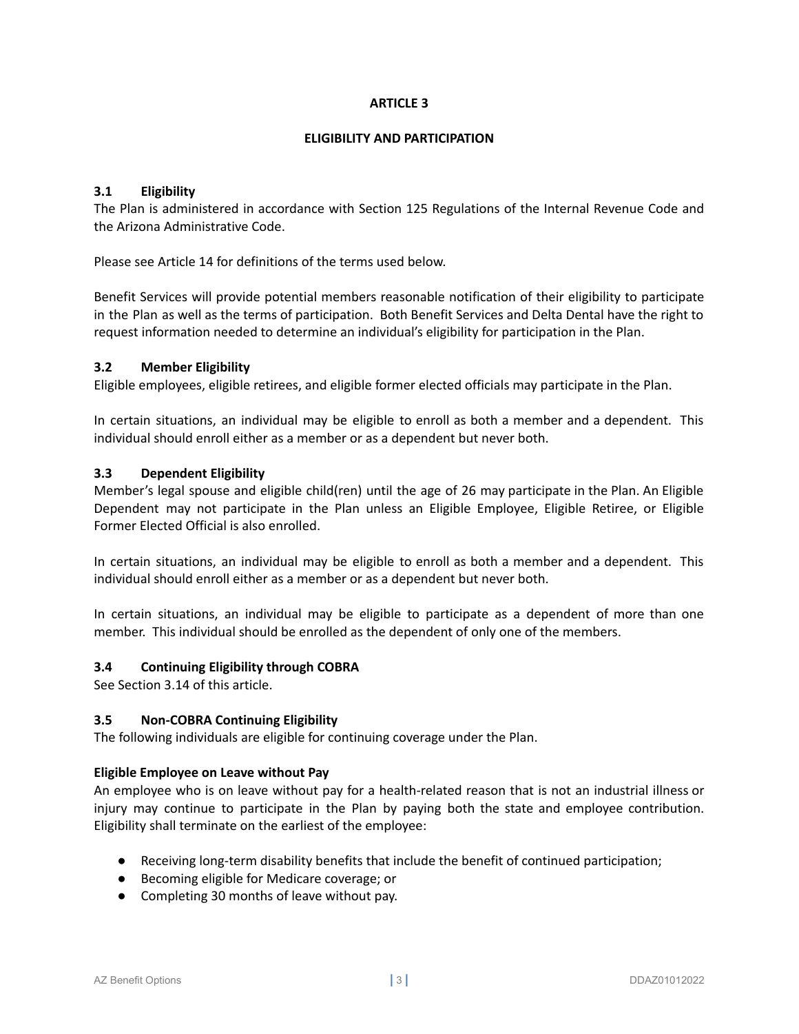# ARTICLE 3

## ELIGIBILITY AND PARTICIPATION

### 3.1 Eligibility

The Plan is administered in accordance with Section 125 Regulations of the Internal Revenue Code and the Arizona Administrative Code.

Please see Article 14 for definitions of the terms used below.

Benefit Services will provide potential members reasonable notification of their eligibility to participate in the Plan as well as the terms of participation. Both Benefit Services and Delta Dental have the right to request information needed to determine an individual's eligibility for participation in the Plan.

### 3.2 Member Eligibility

Eligible employees, eligible retirees, and eligible former elected officials may participate in the Plan.

In certain situations, an individual may be eligible to enroll as both a member and a dependent. This individual should enroll either as a member or as a dependent but never both.

### 3.3 Dependent Eligibility

Member's legal spouse and eligible child(ren) until the age of 26 may participate in the Plan. An Eligible Dependent may not participate in the Plan unless an Eligible Employee, Eligible Retiree, or Eligible Former Elected Official is also enrolled.

In certain situations, an individual may be eligible to enroll as both a member and a dependent. This individual should enroll either as a member or as a dependent but never both.

In certain situations, an individual may be eligible to participate as a dependent of more than one member. This individual should be enrolled as the dependent of only one of the members.

### 3.4 Continuing Eligibility through COBRA

See Section 3.14 of this article.

### 3.5 Non-COBRA Continuing Eligibility

The following individuals are eligible for continuing coverage under the Plan.

**Eligible Employee on Leave without Pay**

An employee who is on leave without pay for a health-related reason that is not an industrial illness or injury may continue to participate in the Plan by paying both the state and employee contribution. Eligibility shall terminate on the earliest of the employee:

- Receiving long-term disability benefits that include the benefit of continued participation;
- Becoming eligible for Medicare coverage; or
- Completing 30 months of leave without pay.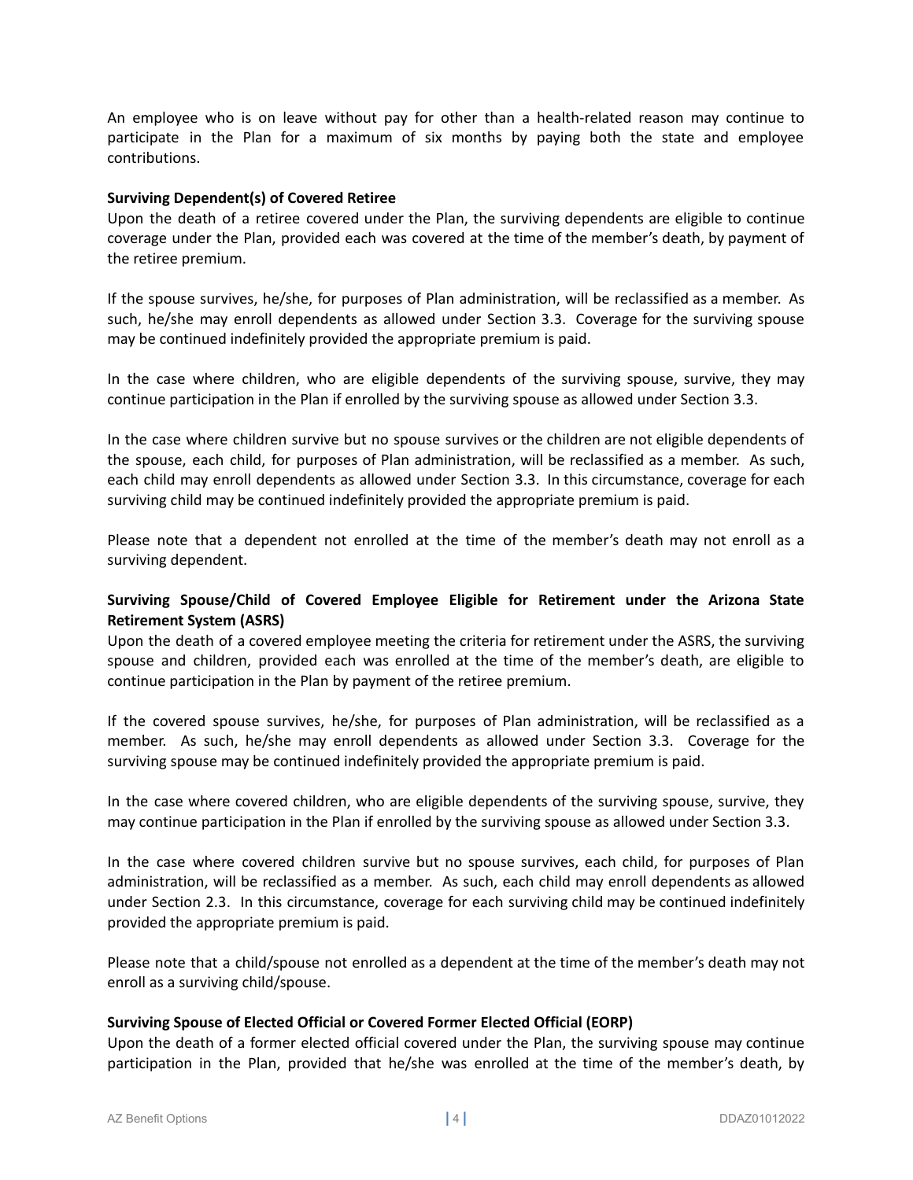An employee who is on leave without pay for other than a health-related reason may continue to participate in the Plan for a maximum of six months by paying both the state and employee contributions.

**Surviving Dependent(s) of Covered Retiree**

Upon the death of a retiree covered under the Plan, the surviving dependents are eligible to continue coverage under the Plan, provided each was covered at the time of the member's death, by payment of the retiree premium.

If the spouse survives, he/she, for purposes of Plan administration, will be reclassified as a member. As such, he/she may enroll dependents as allowed under Section 3.3. Coverage for the surviving spouse may be continued indefinitely provided the appropriate premium is paid.

In the case where children, who are eligible dependents of the surviving spouse, survive, they may continue participation in the Plan if enrolled by the surviving spouse as allowed under Section 3.3.

In the case where children survive but no spouse survives or the children are not eligible dependents of the spouse, each child, for purposes of Plan administration, will be reclassified as a member. As such, each child may enroll dependents as allowed under Section 3.3. In this circumstance, coverage for each surviving child may be continued indefinitely provided the appropriate premium is paid.

Please note that a dependent not enrolled at the time of the member's death may not enroll as a surviving dependent.

**Surviving Spouse/Child of Covered Employee Eligible for Retirement under the Arizona State Retirement System (ASRS)**

Upon the death of a covered employee meeting the criteria for retirement under the ASRS, the surviving spouse and children, provided each was enrolled at the time of the member's death, are eligible to continue participation in the Plan by payment of the retiree premium.

If the covered spouse survives, he/she, for purposes of Plan administration, will be reclassified as a member. As such, he/she may enroll dependents as allowed under Section 3.3. Coverage for the surviving spouse may be continued indefinitely provided the appropriate premium is paid.

In the case where covered children, who are eligible dependents of the surviving spouse, survive, they may continue participation in the Plan if enrolled by the surviving spouse as allowed under Section 3.3.

In the case where covered children survive but no spouse survives, each child, for purposes of Plan administration, will be reclassified as a member. As such, each child may enroll dependents as allowed under Section 2.3. In this circumstance, coverage for each surviving child may be continued indefinitely provided the appropriate premium is paid.

Please note that a child/spouse not enrolled as a dependent at the time of the member's death may not enroll as a surviving child/spouse.

**Surviving Spouse of Elected Official or Covered Former Elected Official (EORP)**

Upon the death of a former elected official covered under the Plan, the surviving spouse may continue participation in the Plan, provided that he/she was enrolled at the time of the member's death, by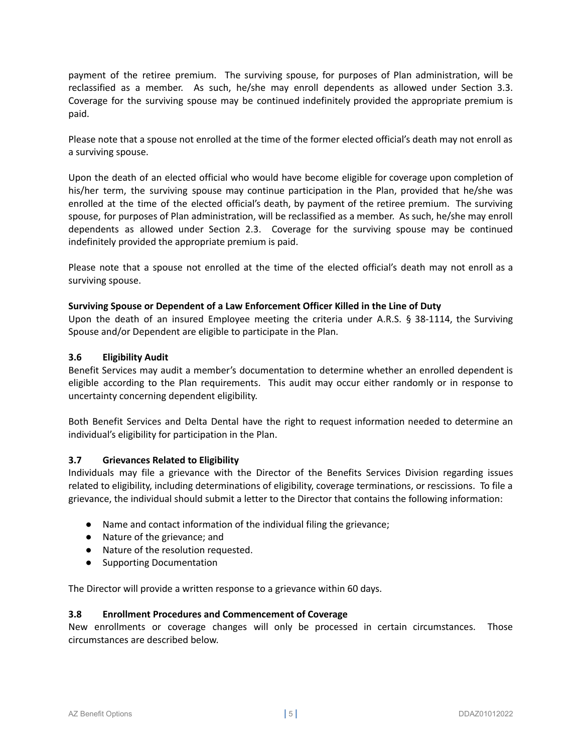payment of the retiree premium. The surviving spouse, for purposes of Plan administration, will be reclassified as a member. As such, he/she may enroll dependents as allowed under Section 3.3. Coverage for the surviving spouse may be continued indefinitely provided the appropriate premium is paid.

Please note that a spouse not enrolled at the time of the former elected official's death may not enroll as a surviving spouse.

Upon the death of an elected official who would have become eligible for coverage upon completion of his/her term, the surviving spouse may continue participation in the Plan, provided that he/she was enrolled at the time of the elected official's death, by payment of the retiree premium. The surviving spouse, for purposes of Plan administration, will be reclassified as a member. As such, he/she may enroll dependents as allowed under Section 2.3. Coverage for the surviving spouse may be continued indefinitely provided the appropriate premium is paid.

Please note that a spouse not enrolled at the time of the elected official's death may not enroll as a surviving spouse.

**Surviving Spouse or Dependent of a Law Enforcement Officer Killed in the Line of Duty**

Upon the death of an insured Employee meeting the criteria under A.R.S. § 38-1114, the Surviving Spouse and/or Dependent are eligible to participate in the Plan.

### 3.6 Eligibility Audit

Benefit Services may audit a member's documentation to determine whether an enrolled dependent is eligible according to the Plan requirements. This audit may occur either randomly or in response to uncertainty concerning dependent eligibility.

Both Benefit Services and Delta Dental have the right to request information needed to determine an individual's eligibility for participation in the Plan.

### 3.7 Grievances Related to Eligibility

Individuals may file a grievance with the Director of the Benefits Services Division regarding issues related to eligibility, including determinations of eligibility, coverage terminations, or rescissions. To file a grievance, the individual should submit a letter to the Director that contains the following information:

- Name and contact information of the individual filing the grievance;
- Nature of the grievance; and
- Nature of the resolution requested.
- Supporting Documentation

The Director will provide a written response to a grievance within 60 days.

### 3.8 Enrollment Procedures and Commencement of Coverage

New enrollments or coverage changes will only be processed in certain circumstances. Those circumstances are described below.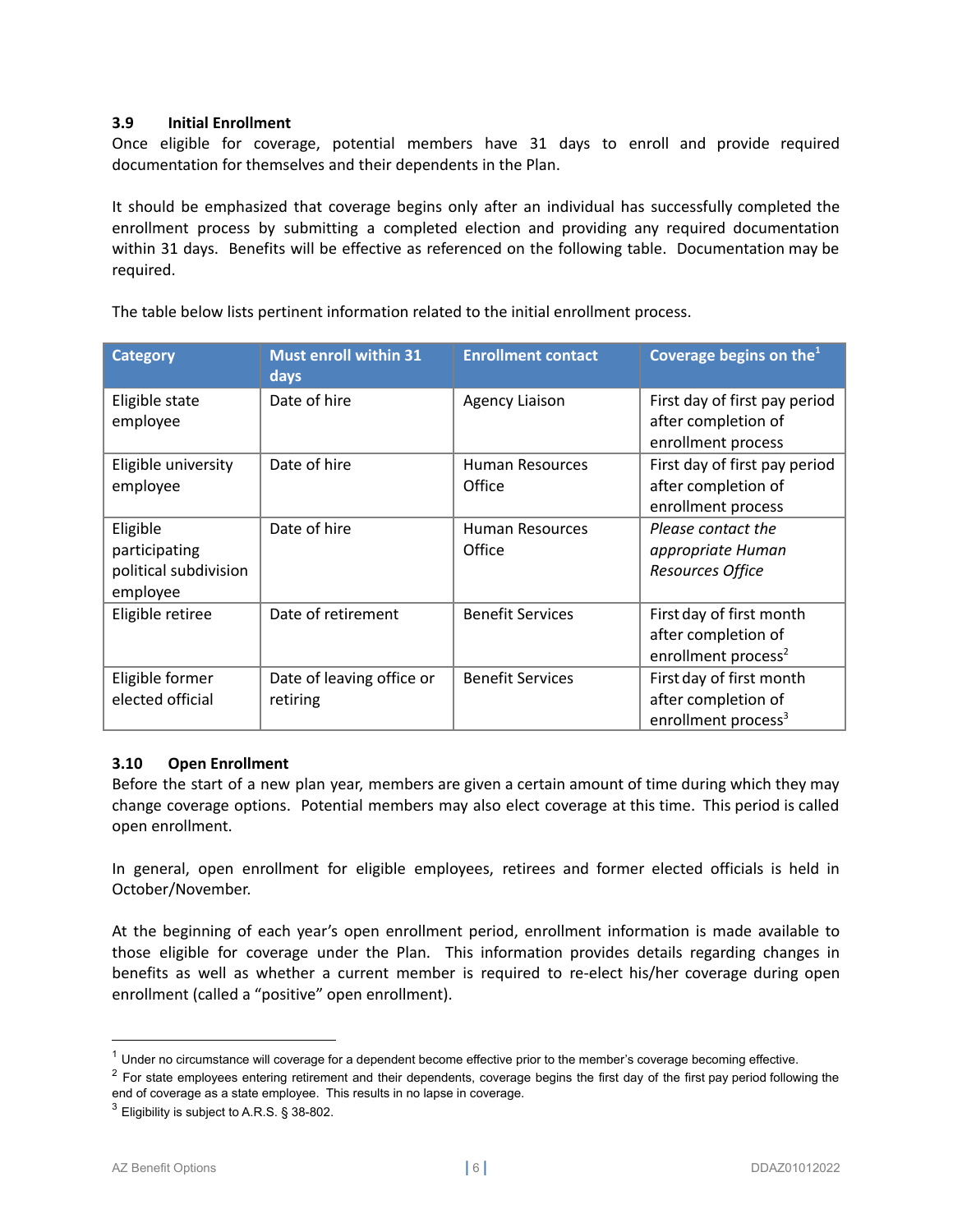### 3.9 Initial Enrollment

Once eligible for coverage, potential members have 31 days to enroll and provide required documentation for themselves and their dependents in the Plan.

It should be emphasized that coverage begins only after an individual has successfully completed the enrollment process by submitting a completed election and providing any required documentation within 31 days. Benefits will be effective as referenced on the following table. Documentation may be required.

The table below lists pertinent information related to the initial enrollment process.

| Category | Must enroll within 31 days | Enrollment contact | Coverage begins on the[1] |
|---|---|---|---|
| Eligible state employee | Date of hire | Agency Liaison | First day of first pay period after completion of enrollment process |
| Eligible university employee | Date of hire | Human Resources Office | First day of first pay period after completion of enrollment process |
| Eligible participating political subdivision employee | Date of hire | Human Resources Office | *Please contact the appropriate Human Resources Office* |
| Eligible retiree | Date of retirement | Benefit Services | First day of first month after completion of enrollment process[2] |
| Eligible former elected official | Date of leaving office or retiring | Benefit Services | First day of first month after completion of enrollment process[3] |

### 3.10 Open Enrollment

Before the start of a new plan year, members are given a certain amount of time during which they may change coverage options. Potential members may also elect coverage at this time. This period is called open enrollment.

In general, open enrollment for eligible employees, retirees and former elected officials is held in October/November.

At the beginning of each year's open enrollment period, enrollment information is made available to those eligible for coverage under the Plan. This information provides details regarding changes in benefits as well as whether a current member is required to re-elect his/her coverage during open enrollment (called a "positive" open enrollment).

---

[1] Under no circumstance will coverage for a dependent become effective prior to the member's coverage becoming effective.

[2] For state employees entering retirement and their dependents, coverage begins the first day of the first pay period following the end of coverage as a state employee. This results in no lapse in coverage.

[3] Eligibility is subject to A.R.S. § 38-802.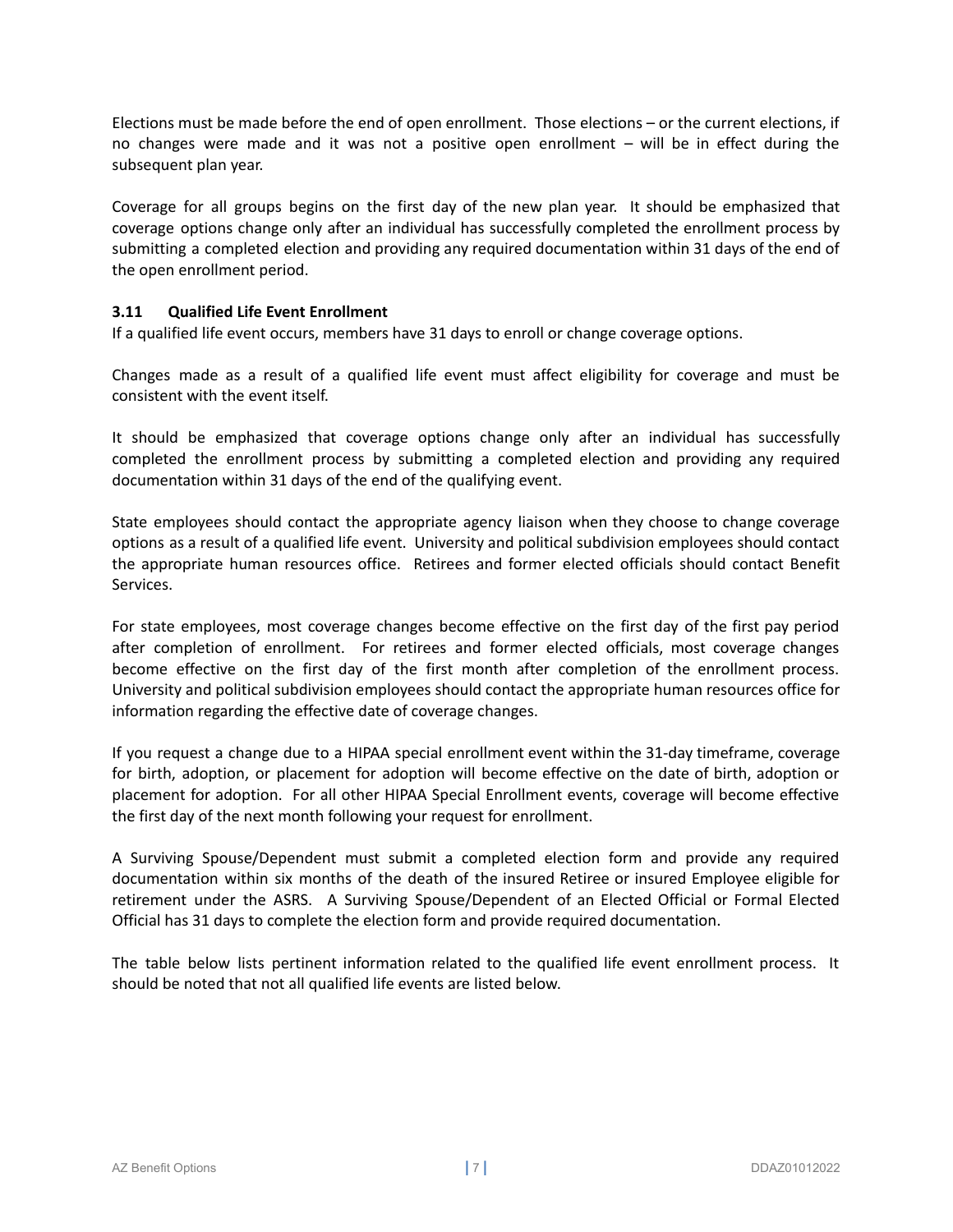Elections must be made before the end of open enrollment. Those elections – or the current elections, if no changes were made and it was not a positive open enrollment – will be in effect during the subsequent plan year.

Coverage for all groups begins on the first day of the new plan year. It should be emphasized that coverage options change only after an individual has successfully completed the enrollment process by submitting a completed election and providing any required documentation within 31 days of the end of the open enrollment period.

### 3.11 Qualified Life Event Enrollment

If a qualified life event occurs, members have 31 days to enroll or change coverage options.

Changes made as a result of a qualified life event must affect eligibility for coverage and must be consistent with the event itself.

It should be emphasized that coverage options change only after an individual has successfully completed the enrollment process by submitting a completed election and providing any required documentation within 31 days of the end of the qualifying event.

State employees should contact the appropriate agency liaison when they choose to change coverage options as a result of a qualified life event. University and political subdivision employees should contact the appropriate human resources office. Retirees and former elected officials should contact Benefit Services.

For state employees, most coverage changes become effective on the first day of the first pay period after completion of enrollment. For retirees and former elected officials, most coverage changes become effective on the first day of the first month after completion of the enrollment process. University and political subdivision employees should contact the appropriate human resources office for information regarding the effective date of coverage changes.

If you request a change due to a HIPAA special enrollment event within the 31-day timeframe, coverage for birth, adoption, or placement for adoption will become effective on the date of birth, adoption or placement for adoption. For all other HIPAA Special Enrollment events, coverage will become effective the first day of the next month following your request for enrollment.

A Surviving Spouse/Dependent must submit a completed election form and provide any required documentation within six months of the death of the insured Retiree or insured Employee eligible for retirement under the ASRS. A Surviving Spouse/Dependent of an Elected Official or Formal Elected Official has 31 days to complete the election form and provide required documentation.

The table below lists pertinent information related to the qualified life event enrollment process. It should be noted that not all qualified life events are listed below.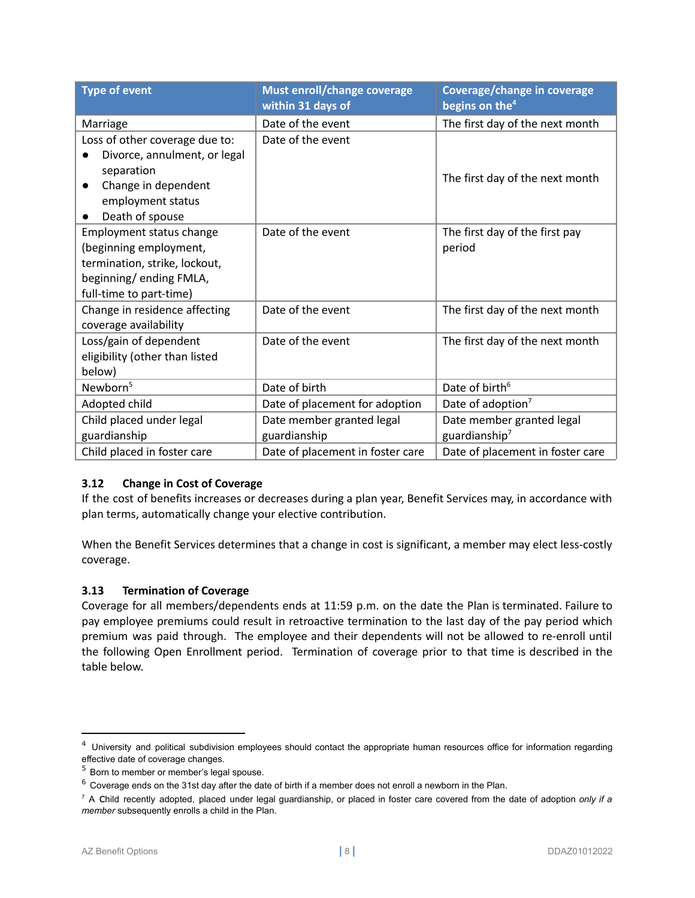| Type of event | Must enroll/change coverage within 31 days of | Coverage/change in coverage begins on the[4] |
|---|---|---|
| Marriage | Date of the event | The first day of the next month |
| Loss of other coverage due to: <br>● Divorce, annulment, or legal separation <br>● Change in dependent employment status <br>● Death of spouse | Date of the event | The first day of the next month |
| Employment status change (beginning employment, termination, strike, lockout, beginning/ ending FMLA, full-time to part-time) | Date of the event | The first day of the first pay period |
| Change in residence affecting coverage availability | Date of the event | The first day of the next month |
| Loss/gain of dependent eligibility (other than listed below) | Date of the event | The first day of the next month |
| Newborn[5] | Date of birth | Date of birth[6] |
| Adopted child | Date of placement for adoption | Date of adoption[7] |
| Child placed under legal guardianship | Date member granted legal guardianship | Date member granted legal guardianship[7] |
| Child placed in foster care | Date of placement in foster care | Date of placement in foster care |

## 3.12 Change in Cost of Coverage

If the cost of benefits increases or decreases during a plan year, Benefit Services may, in accordance with plan terms, automatically change your elective contribution.

When the Benefit Services determines that a change in cost is significant, a member may elect less-costly coverage.

## 3.13 Termination of Coverage

Coverage for all members/dependents ends at 11:59 p.m. on the date the Plan is terminated. Failure to pay employee premiums could result in retroactive termination to the last day of the pay period which premium was paid through. The employee and their dependents will not be allowed to re-enroll until the following Open Enrollment period. Termination of coverage prior to that time is described in the table below.

---

[4] University and political subdivision employees should contact the appropriate human resources office for information regarding effective date of coverage changes.

[5] Born to member or member's legal spouse.

[6] Coverage ends on the 31st day after the date of birth if a member does not enroll a newborn in the Plan.

[7] A Child recently adopted, placed under legal guardianship, or placed in foster care covered from the date of adoption *only if a member* subsequently enrolls a child in the Plan.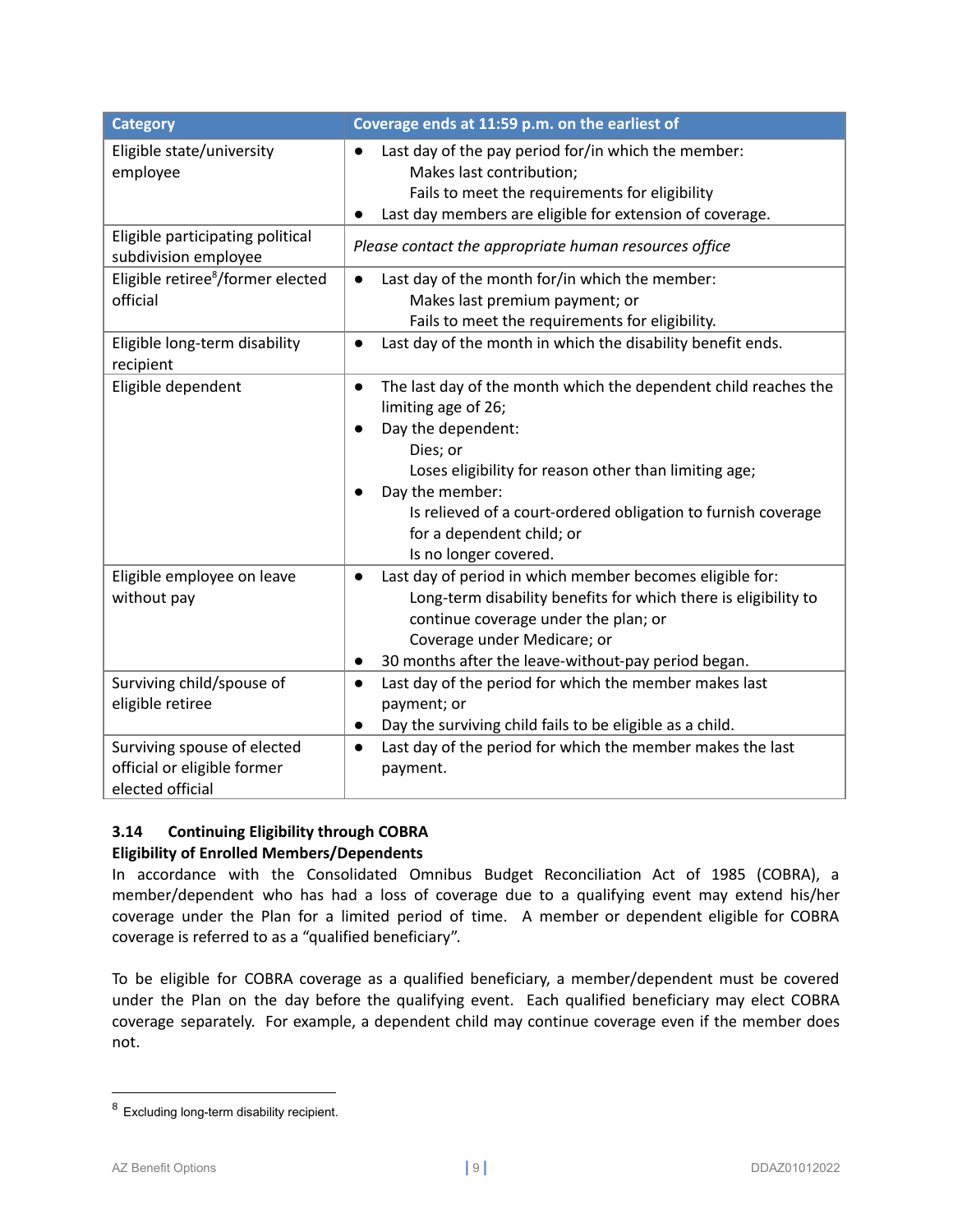| Category | Coverage ends at 11:59 p.m. on the earliest of |
|---|---|
| Eligible state/university employee | • Last day of the pay period for/in which the member:<br>Makes last contribution;<br>Fails to meet the requirements for eligibility<br>• Last day members are eligible for extension of coverage. |
| Eligible participating political subdivision employee | *Please contact the appropriate human resources office* |
| Eligible retiree[8]/former elected official | • Last day of the month for/in which the member:<br>Makes last premium payment; or<br>Fails to meet the requirements for eligibility. |
| Eligible long-term disability recipient | • Last day of the month in which the disability benefit ends. |
| Eligible dependent | • The last day of the month which the dependent child reaches the limiting age of 26;<br>• Day the dependent:<br>Dies; or<br>Loses eligibility for reason other than limiting age;<br>• Day the member:<br>Is relieved of a court-ordered obligation to furnish coverage for a dependent child; or<br>Is no longer covered. |
| Eligible employee on leave without pay | • Last day of period in which member becomes eligible for:<br>Long-term disability benefits for which there is eligibility to continue coverage under the plan; or<br>Coverage under Medicare; or<br>• 30 months after the leave-without-pay period began. |
| Surviving child/spouse of eligible retiree | • Last day of the period for which the member makes last payment; or<br>• Day the surviving child fails to be eligible as a child. |
| Surviving spouse of elected official or eligible former elected official | • Last day of the period for which the member makes the last payment. |

### 3.14 Continuing Eligibility through COBRA

**Eligibility of Enrolled Members/Dependents**

In accordance with the Consolidated Omnibus Budget Reconciliation Act of 1985 (COBRA), a member/dependent who has had a loss of coverage due to a qualifying event may extend his/her coverage under the Plan for a limited period of time. A member or dependent eligible for COBRA coverage is referred to as a "qualified beneficiary".

To be eligible for COBRA coverage as a qualified beneficiary, a member/dependent must be covered under the Plan on the day before the qualifying event. Each qualified beneficiary may elect COBRA coverage separately. For example, a dependent child may continue coverage even if the member does not.

---

[8] Excluding long-term disability recipient.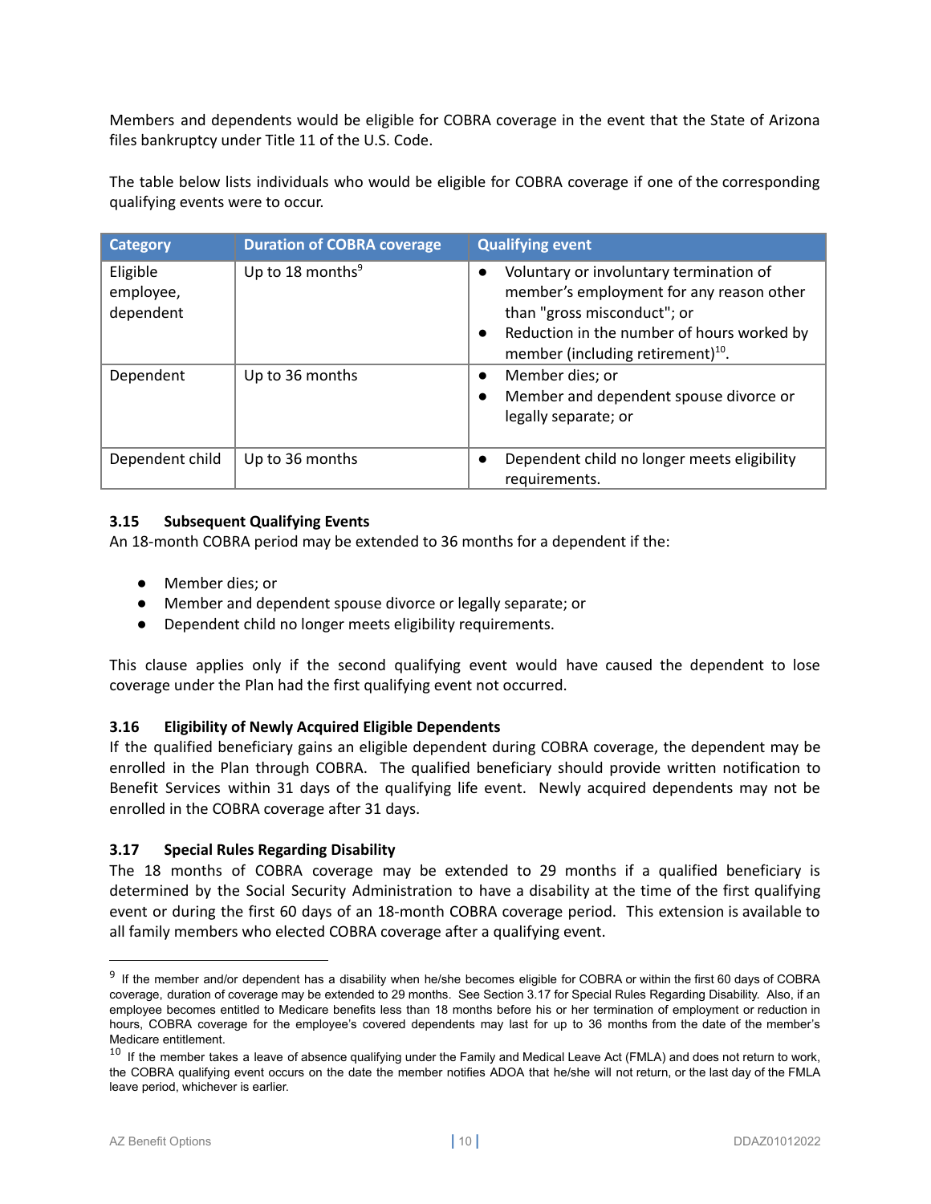Members and dependents would be eligible for COBRA coverage in the event that the State of Arizona files bankruptcy under Title 11 of the U.S. Code.

The table below lists individuals who would be eligible for COBRA coverage if one of the corresponding qualifying events were to occur.

| Category | Duration of COBRA coverage | Qualifying event |
|---|---|---|
| Eligible employee, dependent | Up to 18 months[9] | • Voluntary or involuntary termination of member's employment for any reason other than "gross misconduct"; or<br>• Reduction in the number of hours worked by member (including retirement)[10]. |
| Dependent | Up to 36 months | • Member dies; or<br>• Member and dependent spouse divorce or legally separate; or |
| Dependent child | Up to 36 months | • Dependent child no longer meets eligibility requirements. |

### 3.15 Subsequent Qualifying Events

An 18-month COBRA period may be extended to 36 months for a dependent if the:

- Member dies; or
- Member and dependent spouse divorce or legally separate; or
- Dependent child no longer meets eligibility requirements.

This clause applies only if the second qualifying event would have caused the dependent to lose coverage under the Plan had the first qualifying event not occurred.

### 3.16 Eligibility of Newly Acquired Eligible Dependents

If the qualified beneficiary gains an eligible dependent during COBRA coverage, the dependent may be enrolled in the Plan through COBRA. The qualified beneficiary should provide written notification to Benefit Services within 31 days of the qualifying life event. Newly acquired dependents may not be enrolled in the COBRA coverage after 31 days.

### 3.17 Special Rules Regarding Disability

The 18 months of COBRA coverage may be extended to 29 months if a qualified beneficiary is determined by the Social Security Administration to have a disability at the time of the first qualifying event or during the first 60 days of an 18-month COBRA coverage period. This extension is available to all family members who elected COBRA coverage after a qualifying event.

---

[9] If the member and/or dependent has a disability when he/she becomes eligible for COBRA or within the first 60 days of COBRA coverage, duration of coverage may be extended to 29 months. See Section 3.17 for Special Rules Regarding Disability. Also, if an employee becomes entitled to Medicare benefits less than 18 months before his or her termination of employment or reduction in hours, COBRA coverage for the employee's covered dependents may last for up to 36 months from the date of the member's Medicare entitlement.

[10] If the member takes a leave of absence qualifying under the Family and Medical Leave Act (FMLA) and does not return to work, the COBRA qualifying event occurs on the date the member notifies ADOA that he/she will not return, or the last day of the FMLA leave period, whichever is earlier.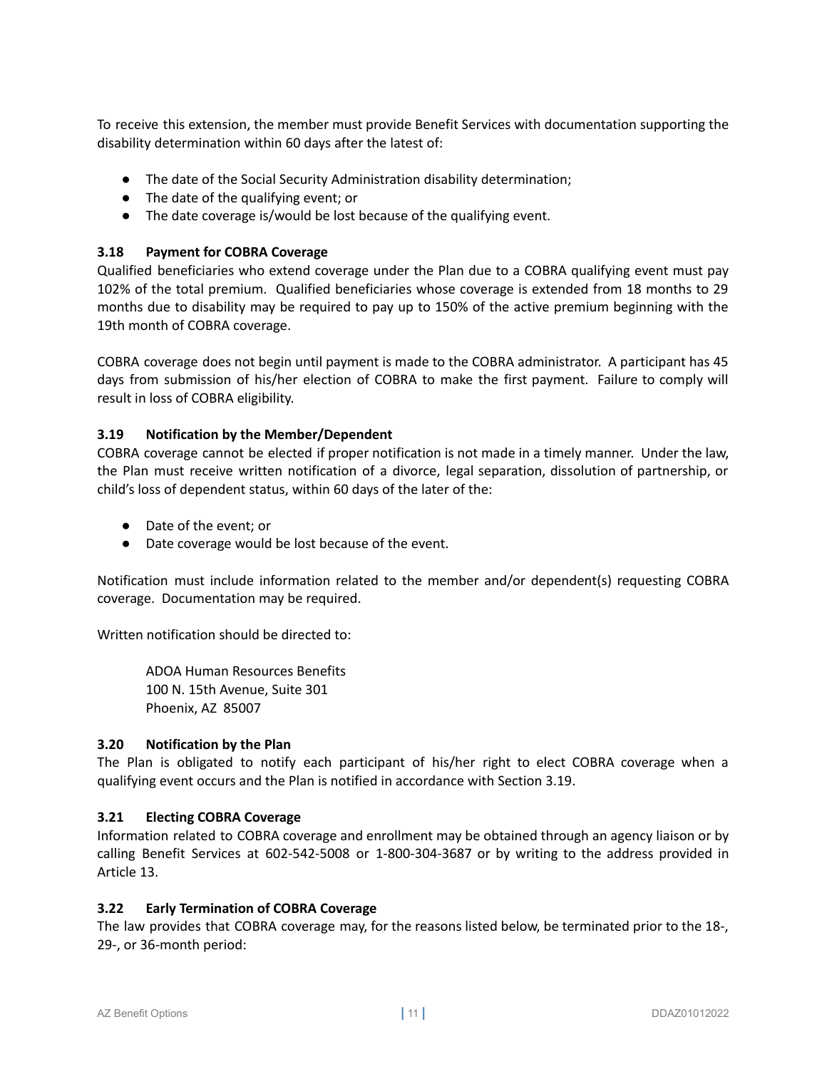To receive this extension, the member must provide Benefit Services with documentation supporting the disability determination within 60 days after the latest of:

- The date of the Social Security Administration disability determination;
- The date of the qualifying event; or
- The date coverage is/would be lost because of the qualifying event.

### 3.18 Payment for COBRA Coverage

Qualified beneficiaries who extend coverage under the Plan due to a COBRA qualifying event must pay 102% of the total premium. Qualified beneficiaries whose coverage is extended from 18 months to 29 months due to disability may be required to pay up to 150% of the active premium beginning with the 19th month of COBRA coverage.

COBRA coverage does not begin until payment is made to the COBRA administrator. A participant has 45 days from submission of his/her election of COBRA to make the first payment. Failure to comply will result in loss of COBRA eligibility.

### 3.19 Notification by the Member/Dependent

COBRA coverage cannot be elected if proper notification is not made in a timely manner. Under the law, the Plan must receive written notification of a divorce, legal separation, dissolution of partnership, or child's loss of dependent status, within 60 days of the later of the:

- Date of the event; or
- Date coverage would be lost because of the event.

Notification must include information related to the member and/or dependent(s) requesting COBRA coverage. Documentation may be required.

Written notification should be directed to:

ADOA Human Resources Benefits
100 N. 15th Avenue, Suite 301
Phoenix, AZ 85007

### 3.20 Notification by the Plan

The Plan is obligated to notify each participant of his/her right to elect COBRA coverage when a qualifying event occurs and the Plan is notified in accordance with Section 3.19.

### 3.21 Electing COBRA Coverage

Information related to COBRA coverage and enrollment may be obtained through an agency liaison or by calling Benefit Services at 602-542-5008 or 1-800-304-3687 or by writing to the address provided in Article 13.

### 3.22 Early Termination of COBRA Coverage

The law provides that COBRA coverage may, for the reasons listed below, be terminated prior to the 18-, 29-, or 36-month period: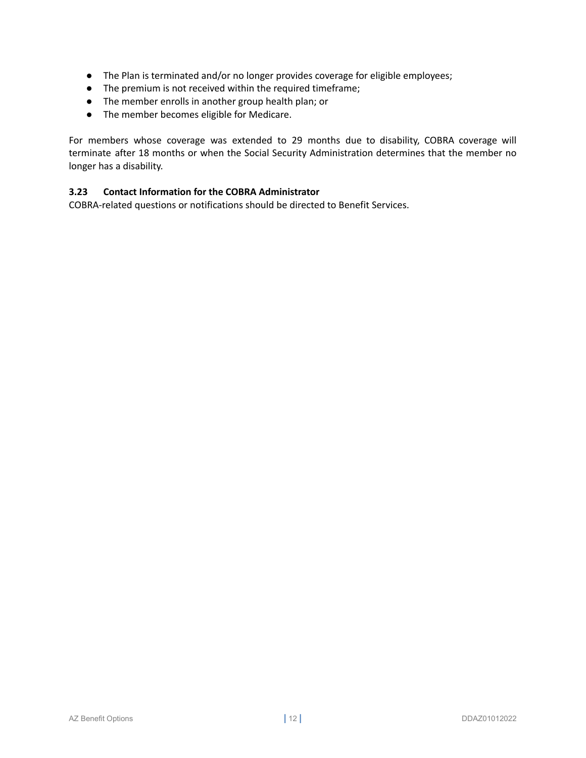- The Plan is terminated and/or no longer provides coverage for eligible employees;
- The premium is not received within the required timeframe;
- The member enrolls in another group health plan; or
- The member becomes eligible for Medicare.

For members whose coverage was extended to 29 months due to disability, COBRA coverage will terminate after 18 months or when the Social Security Administration determines that the member no longer has a disability.

### 3.23 Contact Information for the COBRA Administrator

COBRA-related questions or notifications should be directed to Benefit Services.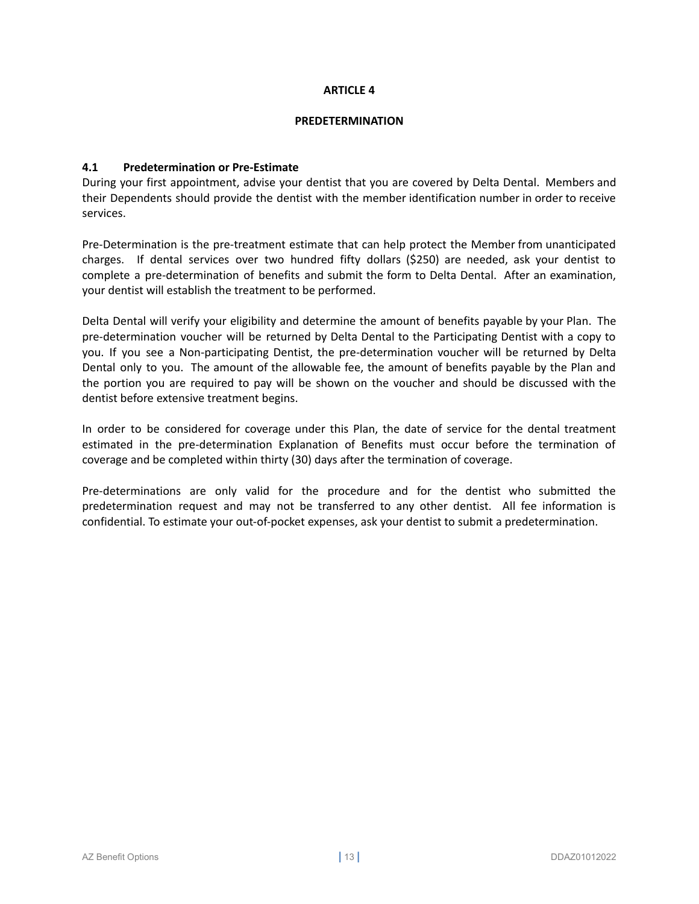# ARTICLE 4

## PREDETERMINATION

### 4.1 Predetermination or Pre-Estimate

During your first appointment, advise your dentist that you are covered by Delta Dental. Members and their Dependents should provide the dentist with the member identification number in order to receive services.

Pre-Determination is the pre-treatment estimate that can help protect the Member from unanticipated charges. If dental services over two hundred fifty dollars ($250) are needed, ask your dentist to complete a pre-determination of benefits and submit the form to Delta Dental. After an examination, your dentist will establish the treatment to be performed.

Delta Dental will verify your eligibility and determine the amount of benefits payable by your Plan. The pre-determination voucher will be returned by Delta Dental to the Participating Dentist with a copy to you. If you see a Non-participating Dentist, the pre-determination voucher will be returned by Delta Dental only to you. The amount of the allowable fee, the amount of benefits payable by the Plan and the portion you are required to pay will be shown on the voucher and should be discussed with the dentist before extensive treatment begins.

In order to be considered for coverage under this Plan, the date of service for the dental treatment estimated in the pre-determination Explanation of Benefits must occur before the termination of coverage and be completed within thirty (30) days after the termination of coverage.

Pre-determinations are only valid for the procedure and for the dentist who submitted the predetermination request and may not be transferred to any other dentist. All fee information is confidential. To estimate your out-of-pocket expenses, ask your dentist to submit a predetermination.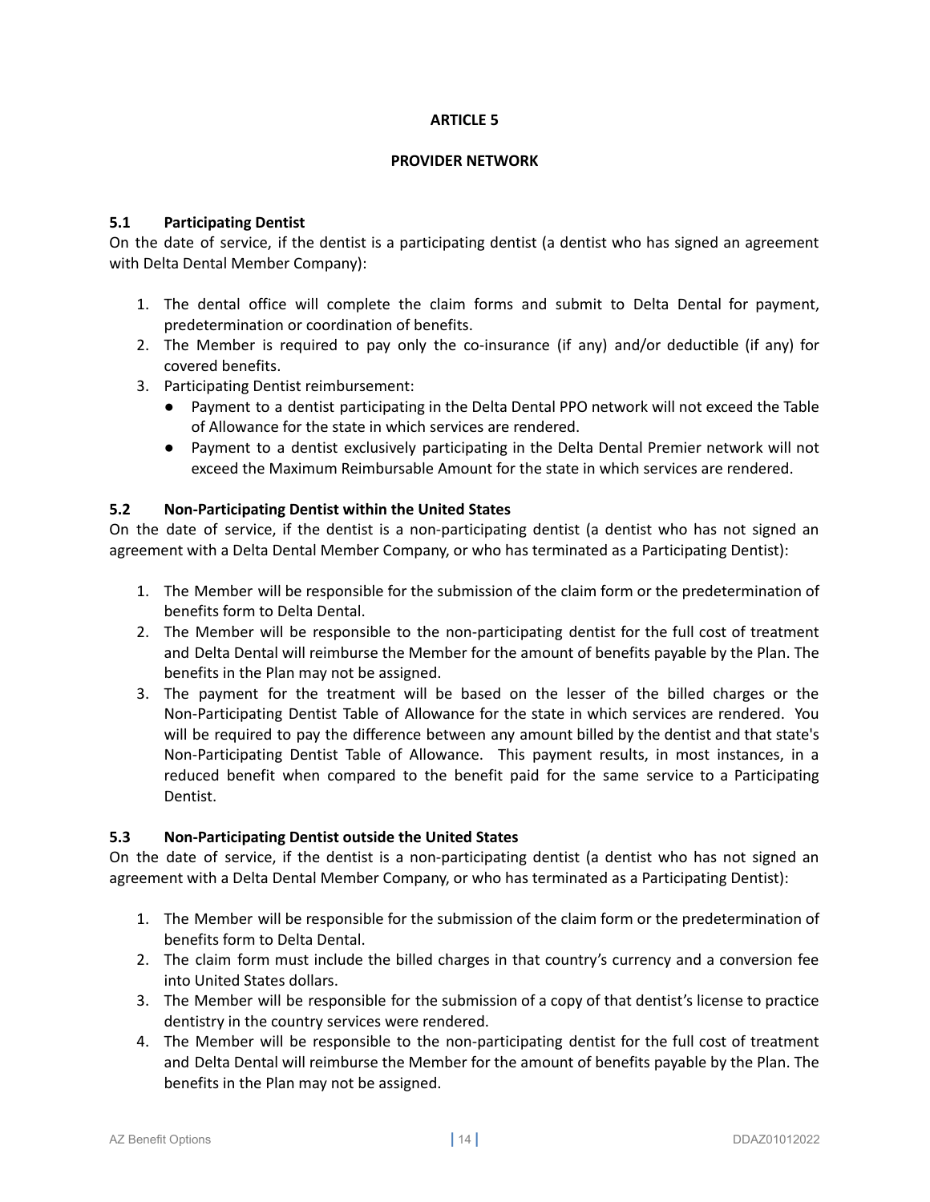## ARTICLE 5

## PROVIDER NETWORK

### 5.1 Participating Dentist

On the date of service, if the dentist is a participating dentist (a dentist who has signed an agreement with Delta Dental Member Company):

1. The dental office will complete the claim forms and submit to Delta Dental for payment, predetermination or coordination of benefits.
2. The Member is required to pay only the co-insurance (if any) and/or deductible (if any) for covered benefits.
3. Participating Dentist reimbursement:
   - Payment to a dentist participating in the Delta Dental PPO network will not exceed the Table of Allowance for the state in which services are rendered.
   - Payment to a dentist exclusively participating in the Delta Dental Premier network will not exceed the Maximum Reimbursable Amount for the state in which services are rendered.

### 5.2 Non-Participating Dentist within the United States

On the date of service, if the dentist is a non-participating dentist (a dentist who has not signed an agreement with a Delta Dental Member Company, or who has terminated as a Participating Dentist):

1. The Member will be responsible for the submission of the claim form or the predetermination of benefits form to Delta Dental.
2. The Member will be responsible to the non-participating dentist for the full cost of treatment and Delta Dental will reimburse the Member for the amount of benefits payable by the Plan. The benefits in the Plan may not be assigned.
3. The payment for the treatment will be based on the lesser of the billed charges or the Non-Participating Dentist Table of Allowance for the state in which services are rendered. You will be required to pay the difference between any amount billed by the dentist and that state's Non-Participating Dentist Table of Allowance. This payment results, in most instances, in a reduced benefit when compared to the benefit paid for the same service to a Participating Dentist.

### 5.3 Non-Participating Dentist outside the United States

On the date of service, if the dentist is a non-participating dentist (a dentist who has not signed an agreement with a Delta Dental Member Company, or who has terminated as a Participating Dentist):

1. The Member will be responsible for the submission of the claim form or the predetermination of benefits form to Delta Dental.
2. The claim form must include the billed charges in that country's currency and a conversion fee into United States dollars.
3. The Member will be responsible for the submission of a copy of that dentist's license to practice dentistry in the country services were rendered.
4. The Member will be responsible to the non-participating dentist for the full cost of treatment and Delta Dental will reimburse the Member for the amount of benefits payable by the Plan. The benefits in the Plan may not be assigned.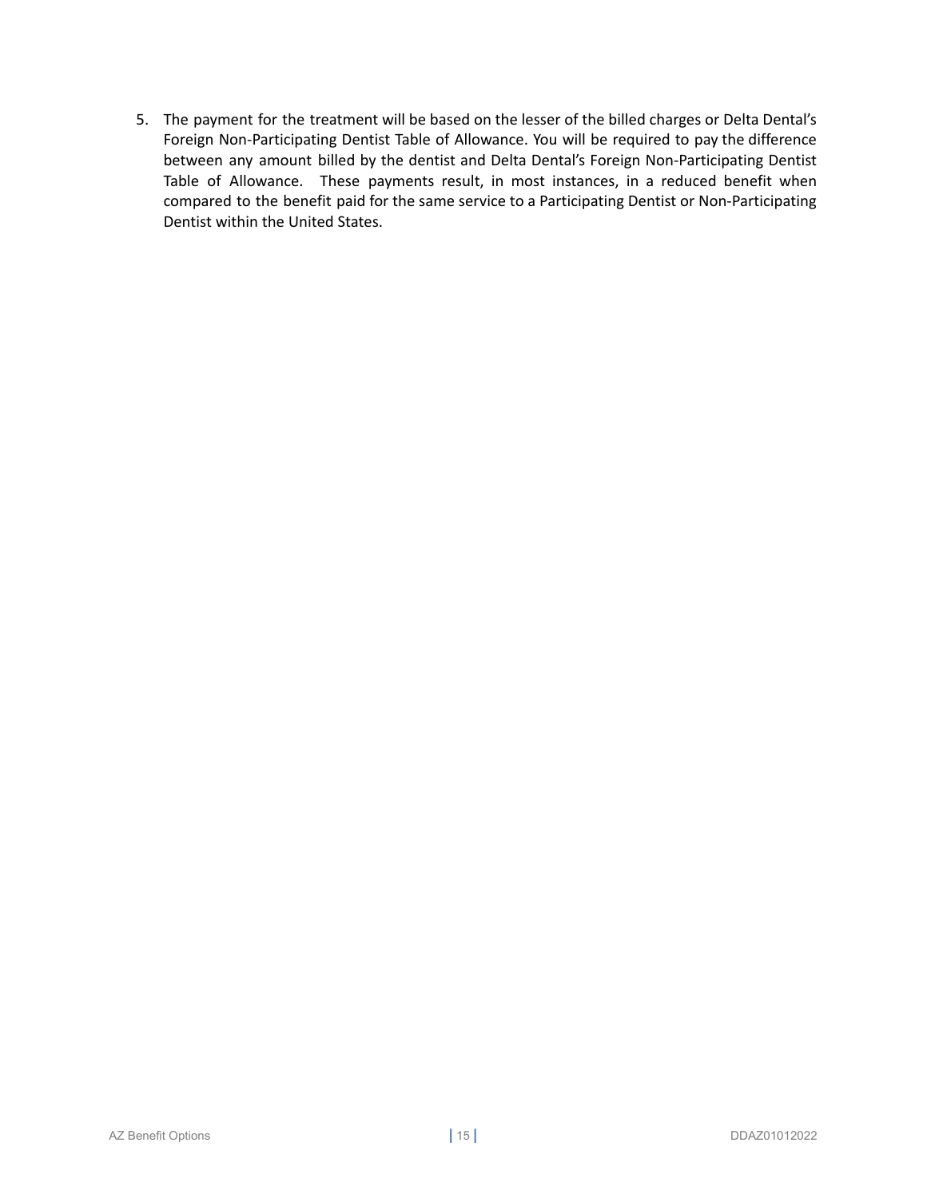5. The payment for the treatment will be based on the lesser of the billed charges or Delta Dental's Foreign Non-Participating Dentist Table of Allowance. You will be required to pay the difference between any amount billed by the dentist and Delta Dental's Foreign Non-Participating Dentist Table of Allowance. These payments result, in most instances, in a reduced benefit when compared to the benefit paid for the same service to a Participating Dentist or Non-Participating Dentist within the United States.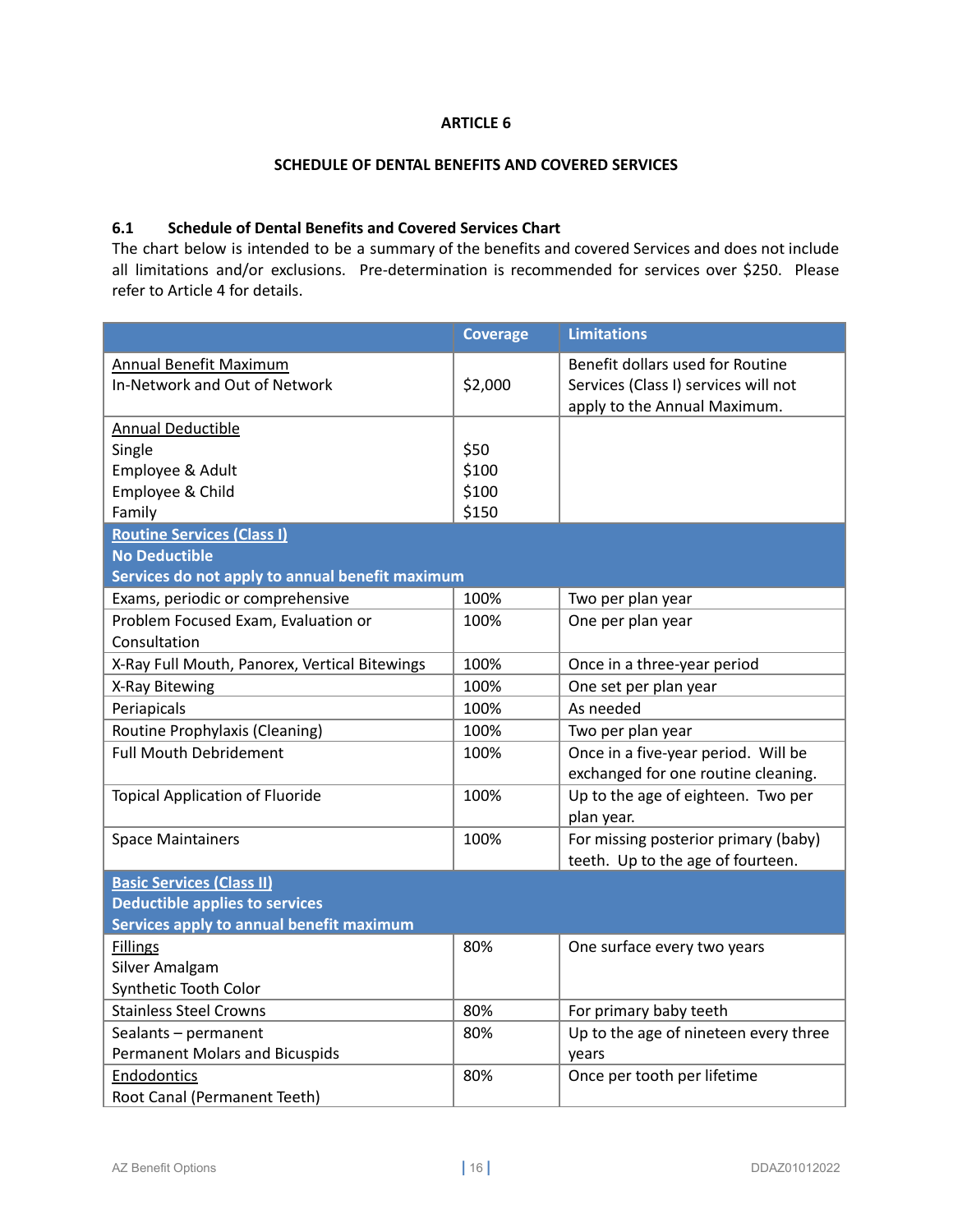## ARTICLE 6

## SCHEDULE OF DENTAL BENEFITS AND COVERED SERVICES

### 6.1 Schedule of Dental Benefits and Covered Services Chart

The chart below is intended to be a summary of the benefits and covered Services and does not include all limitations and/or exclusions. Pre-determination is recommended for services over $250. Please refer to Article 4 for details.

| | Coverage | Limitations |
|---|---|---|
| Annual Benefit Maximum<br>In-Network and Out of Network | $2,000 | Benefit dollars used for Routine Services (Class I) services will not apply to the Annual Maximum. |
| Annual Deductible<br>Single<br>Employee & Adult<br>Employee & Child<br>Family | <br>$50<br>$100<br>$100<br>$150 | |
| **Routine Services (Class I)**<br>**No Deductible**<br>**Services do not apply to annual benefit maximum** | | |
| Exams, periodic or comprehensive | 100% | Two per plan year |
| Problem Focused Exam, Evaluation or Consultation | 100% | One per plan year |
| X-Ray Full Mouth, Panorex, Vertical Bitewings | 100% | Once in a three-year period |
| X-Ray Bitewing | 100% | One set per plan year |
| Periapicals | 100% | As needed |
| Routine Prophylaxis (Cleaning) | 100% | Two per plan year |
| Full Mouth Debridement | 100% | Once in a five-year period. Will be exchanged for one routine cleaning. |
| Topical Application of Fluoride | 100% | Up to the age of eighteen. Two per plan year. |
| Space Maintainers | 100% | For missing posterior primary (baby) teeth. Up to the age of fourteen. |
| **Basic Services (Class II)**<br>**Deductible applies to services**<br>**Services apply to annual benefit maximum** | | |
| Fillings<br>Silver Amalgam<br>Synthetic Tooth Color | 80% | One surface every two years |
| Stainless Steel Crowns | 80% | For primary baby teeth |
| Sealants – permanent<br>Permanent Molars and Bicuspids | 80% | Up to the age of nineteen every three years |
| Endodontics<br>Root Canal (Permanent Teeth) | 80% | Once per tooth per lifetime |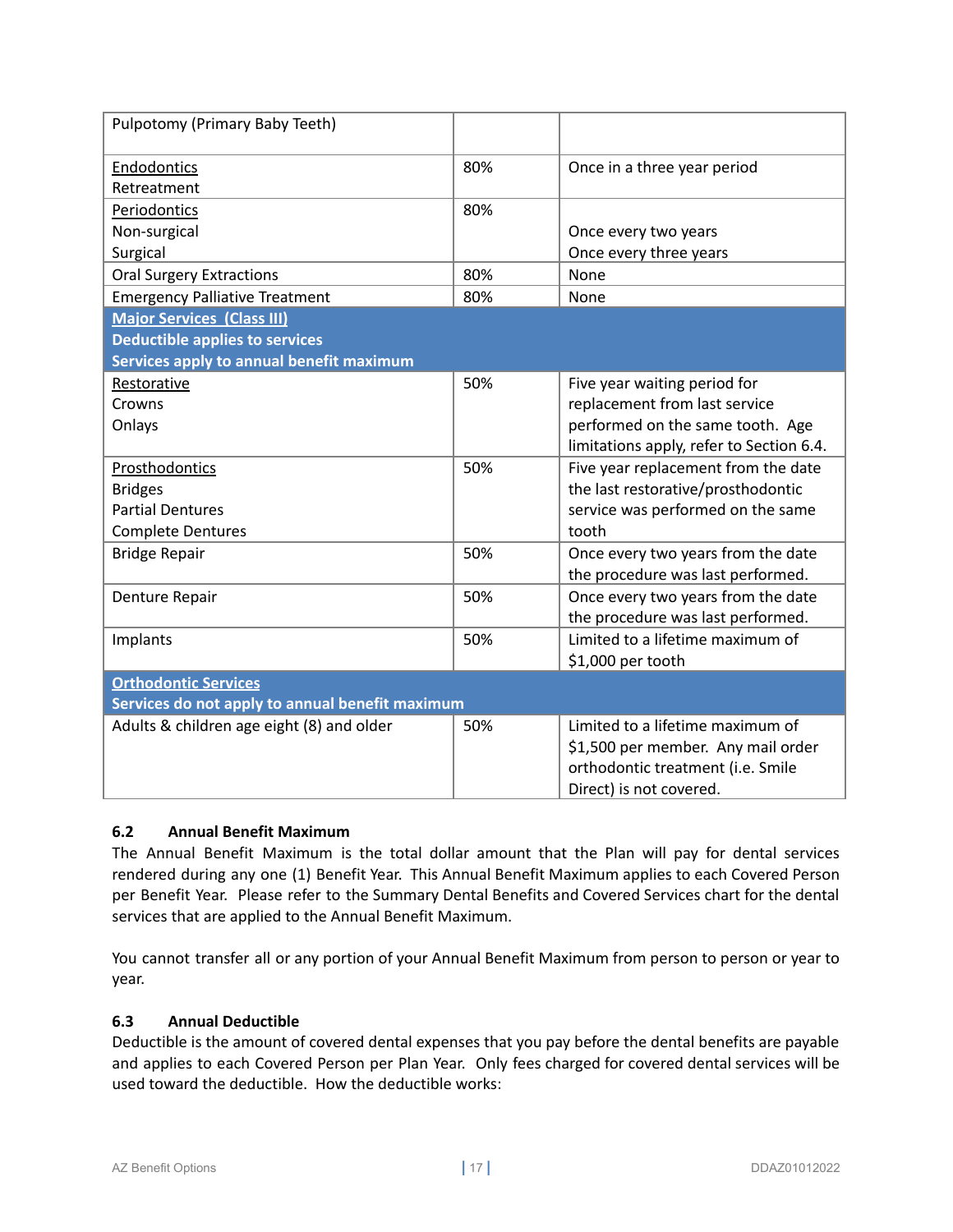| | | |
|---|---|---|
| Pulpotomy (Primary Baby Teeth) | | |
| Endodontics<br>Retreatment | 80% | Once in a three year period |
| Periodontics<br>Non-surgical<br>Surgical | 80% | <br>Once every two years<br>Once every three years |
| Oral Surgery Extractions | 80% | None |
| Emergency Palliative Treatment | 80% | None |
| **Major Services (Class III)**<br>**Deductible applies to services**<br>**Services apply to annual benefit maximum** | | |
| Restorative<br>Crowns<br>Onlays | 50% | Five year waiting period for replacement from last service performed on the same tooth. Age limitations apply, refer to Section 6.4. |
| Prosthodontics<br>Bridges<br>Partial Dentures<br>Complete Dentures | 50% | Five year replacement from the date the last restorative/prosthodontic service was performed on the same tooth |
| Bridge Repair | 50% | Once every two years from the date the procedure was last performed. |
| Denture Repair | 50% | Once every two years from the date the procedure was last performed. |
| Implants | 50% | Limited to a lifetime maximum of $1,000 per tooth |
| **Orthodontic Services**<br>**Services do not apply to annual benefit maximum** | | |
| Adults & children age eight (8) and older | 50% | Limited to a lifetime maximum of $1,500 per member. Any mail order orthodontic treatment (i.e. Smile Direct) is not covered. |

### 6.2 Annual Benefit Maximum

The Annual Benefit Maximum is the total dollar amount that the Plan will pay for dental services rendered during any one (1) Benefit Year. This Annual Benefit Maximum applies to each Covered Person per Benefit Year. Please refer to the Summary Dental Benefits and Covered Services chart for the dental services that are applied to the Annual Benefit Maximum.

You cannot transfer all or any portion of your Annual Benefit Maximum from person to person or year to year.

### 6.3 Annual Deductible

Deductible is the amount of covered dental expenses that you pay before the dental benefits are payable and applies to each Covered Person per Plan Year. Only fees charged for covered dental services will be used toward the deductible. How the deductible works: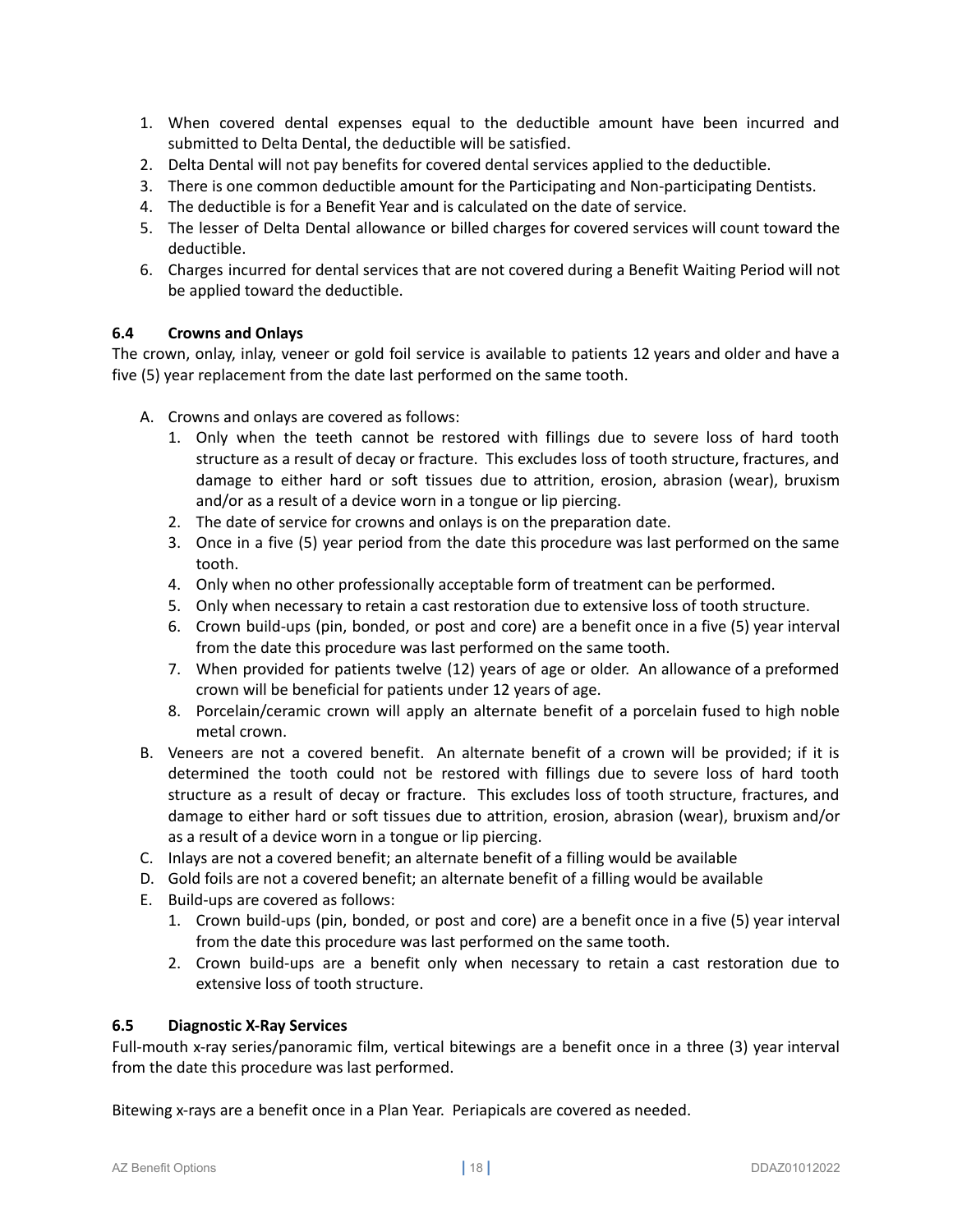1. When covered dental expenses equal to the deductible amount have been incurred and submitted to Delta Dental, the deductible will be satisfied.
2. Delta Dental will not pay benefits for covered dental services applied to the deductible.
3. There is one common deductible amount for the Participating and Non-participating Dentists.
4. The deductible is for a Benefit Year and is calculated on the date of service.
5. The lesser of Delta Dental allowance or billed charges for covered services will count toward the deductible.
6. Charges incurred for dental services that are not covered during a Benefit Waiting Period will not be applied toward the deductible.

### 6.4 Crowns and Onlays

The crown, onlay, inlay, veneer or gold foil service is available to patients 12 years and older and have a five (5) year replacement from the date last performed on the same tooth.

A. Crowns and onlays are covered as follows:
   1. Only when the teeth cannot be restored with fillings due to severe loss of hard tooth structure as a result of decay or fracture. This excludes loss of tooth structure, fractures, and damage to either hard or soft tissues due to attrition, erosion, abrasion (wear), bruxism and/or as a result of a device worn in a tongue or lip piercing.
   2. The date of service for crowns and onlays is on the preparation date.
   3. Once in a five (5) year period from the date this procedure was last performed on the same tooth.
   4. Only when no other professionally acceptable form of treatment can be performed.
   5. Only when necessary to retain a cast restoration due to extensive loss of tooth structure.
   6. Crown build-ups (pin, bonded, or post and core) are a benefit once in a five (5) year interval from the date this procedure was last performed on the same tooth.
   7. When provided for patients twelve (12) years of age or older. An allowance of a preformed crown will be beneficial for patients under 12 years of age.
   8. Porcelain/ceramic crown will apply an alternate benefit of a porcelain fused to high noble metal crown.

B. Veneers are not a covered benefit. An alternate benefit of a crown will be provided; if it is determined the tooth could not be restored with fillings due to severe loss of hard tooth structure as a result of decay or fracture. This excludes loss of tooth structure, fractures, and damage to either hard or soft tissues due to attrition, erosion, abrasion (wear), bruxism and/or as a result of a device worn in a tongue or lip piercing.

C. Inlays are not a covered benefit; an alternate benefit of a filling would be available

D. Gold foils are not a covered benefit; an alternate benefit of a filling would be available

E. Build-ups are covered as follows:
   1. Crown build-ups (pin, bonded, or post and core) are a benefit once in a five (5) year interval from the date this procedure was last performed on the same tooth.
   2. Crown build-ups are a benefit only when necessary to retain a cast restoration due to extensive loss of tooth structure.

### 6.5 Diagnostic X-Ray Services

Full-mouth x-ray series/panoramic film, vertical bitewings are a benefit once in a three (3) year interval from the date this procedure was last performed.

Bitewing x-rays are a benefit once in a Plan Year. Periapicals are covered as needed.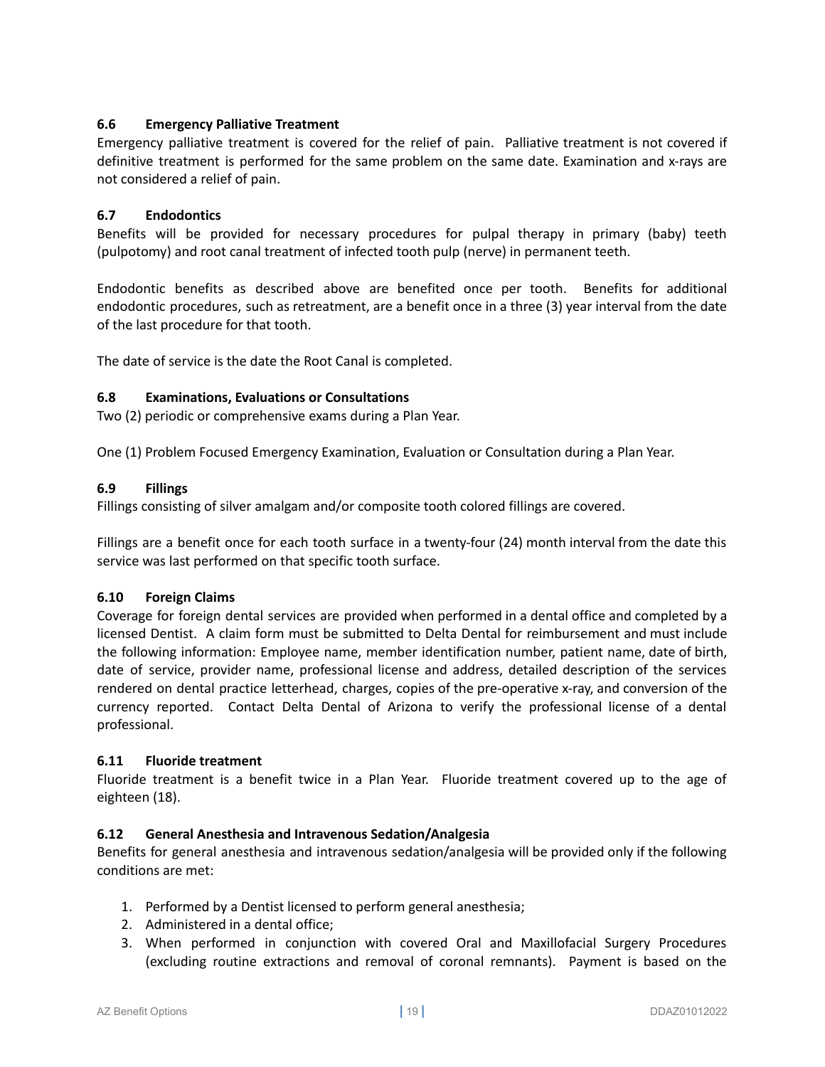### 6.6 Emergency Palliative Treatment

Emergency palliative treatment is covered for the relief of pain. Palliative treatment is not covered if definitive treatment is performed for the same problem on the same date. Examination and x-rays are not considered a relief of pain.

### 6.7 Endodontics

Benefits will be provided for necessary procedures for pulpal therapy in primary (baby) teeth (pulpotomy) and root canal treatment of infected tooth pulp (nerve) in permanent teeth.

Endodontic benefits as described above are benefited once per tooth. Benefits for additional endodontic procedures, such as retreatment, are a benefit once in a three (3) year interval from the date of the last procedure for that tooth.

The date of service is the date the Root Canal is completed.

### 6.8 Examinations, Evaluations or Consultations

Two (2) periodic or comprehensive exams during a Plan Year.

One (1) Problem Focused Emergency Examination, Evaluation or Consultation during a Plan Year.

### 6.9 Fillings

Fillings consisting of silver amalgam and/or composite tooth colored fillings are covered.

Fillings are a benefit once for each tooth surface in a twenty-four (24) month interval from the date this service was last performed on that specific tooth surface.

### 6.10 Foreign Claims

Coverage for foreign dental services are provided when performed in a dental office and completed by a licensed Dentist. A claim form must be submitted to Delta Dental for reimbursement and must include the following information: Employee name, member identification number, patient name, date of birth, date of service, provider name, professional license and address, detailed description of the services rendered on dental practice letterhead, charges, copies of the pre-operative x-ray, and conversion of the currency reported. Contact Delta Dental of Arizona to verify the professional license of a dental professional.

### 6.11 Fluoride treatment

Fluoride treatment is a benefit twice in a Plan Year. Fluoride treatment covered up to the age of eighteen (18).

### 6.12 General Anesthesia and Intravenous Sedation/Analgesia

Benefits for general anesthesia and intravenous sedation/analgesia will be provided only if the following conditions are met:

1. Performed by a Dentist licensed to perform general anesthesia;
2. Administered in a dental office;
3. When performed in conjunction with covered Oral and Maxillofacial Surgery Procedures (excluding routine extractions and removal of coronal remnants). Payment is based on the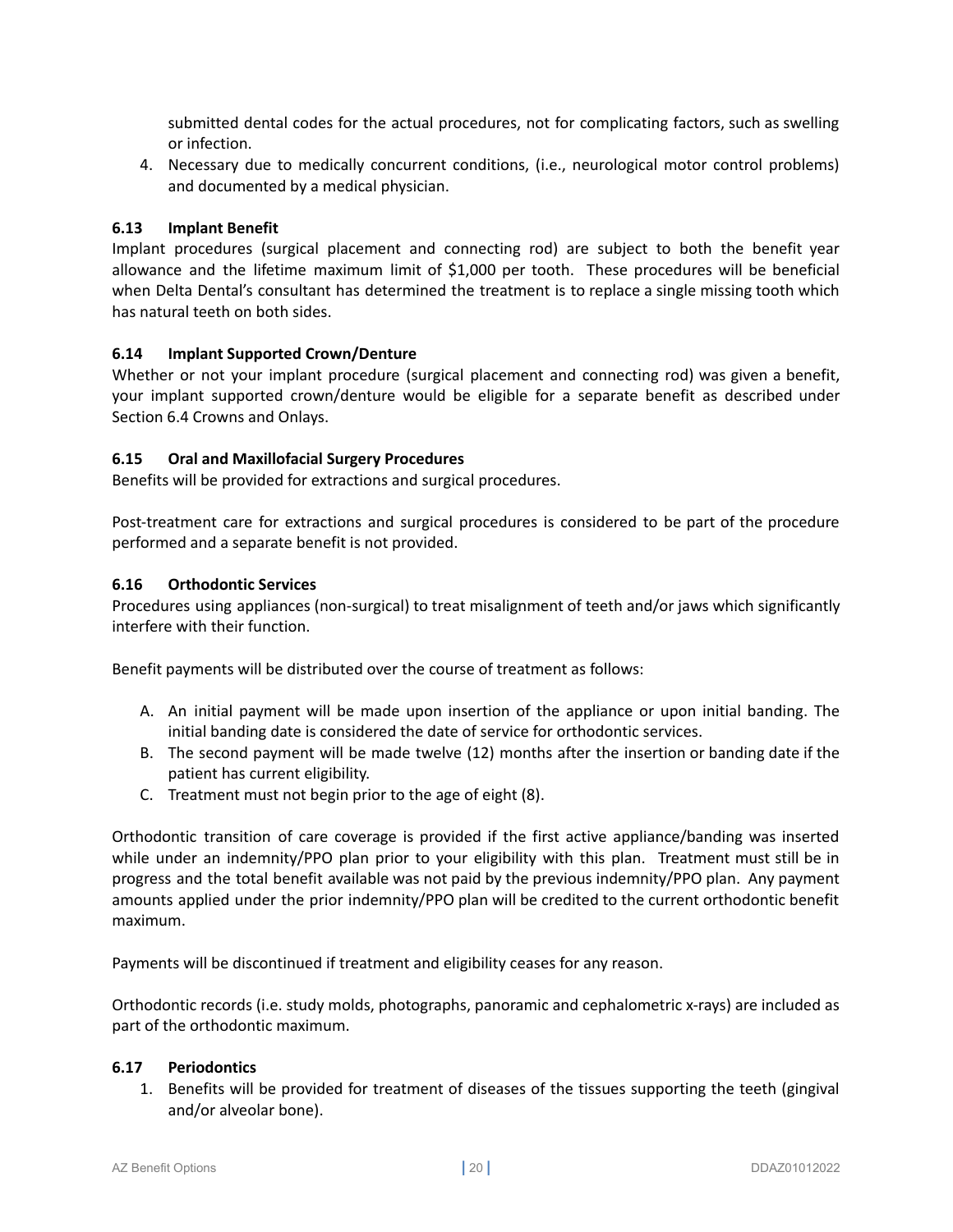submitted dental codes for the actual procedures, not for complicating factors, such as swelling or infection.

4. Necessary due to medically concurrent conditions, (i.e., neurological motor control problems) and documented by a medical physician.

### 6.13 Implant Benefit

Implant procedures (surgical placement and connecting rod) are subject to both the benefit year allowance and the lifetime maximum limit of $1,000 per tooth. These procedures will be beneficial when Delta Dental's consultant has determined the treatment is to replace a single missing tooth which has natural teeth on both sides.

### 6.14 Implant Supported Crown/Denture

Whether or not your implant procedure (surgical placement and connecting rod) was given a benefit, your implant supported crown/denture would be eligible for a separate benefit as described under Section 6.4 Crowns and Onlays.

### 6.15 Oral and Maxillofacial Surgery Procedures

Benefits will be provided for extractions and surgical procedures.

Post-treatment care for extractions and surgical procedures is considered to be part of the procedure performed and a separate benefit is not provided.

### 6.16 Orthodontic Services

Procedures using appliances (non-surgical) to treat misalignment of teeth and/or jaws which significantly interfere with their function.

Benefit payments will be distributed over the course of treatment as follows:

A. An initial payment will be made upon insertion of the appliance or upon initial banding. The initial banding date is considered the date of service for orthodontic services.
B. The second payment will be made twelve (12) months after the insertion or banding date if the patient has current eligibility.
C. Treatment must not begin prior to the age of eight (8).

Orthodontic transition of care coverage is provided if the first active appliance/banding was inserted while under an indemnity/PPO plan prior to your eligibility with this plan. Treatment must still be in progress and the total benefit available was not paid by the previous indemnity/PPO plan. Any payment amounts applied under the prior indemnity/PPO plan will be credited to the current orthodontic benefit maximum.

Payments will be discontinued if treatment and eligibility ceases for any reason.

Orthodontic records (i.e. study molds, photographs, panoramic and cephalometric x-rays) are included as part of the orthodontic maximum.

### 6.17 Periodontics

1. Benefits will be provided for treatment of diseases of the tissues supporting the teeth (gingival and/or alveolar bone).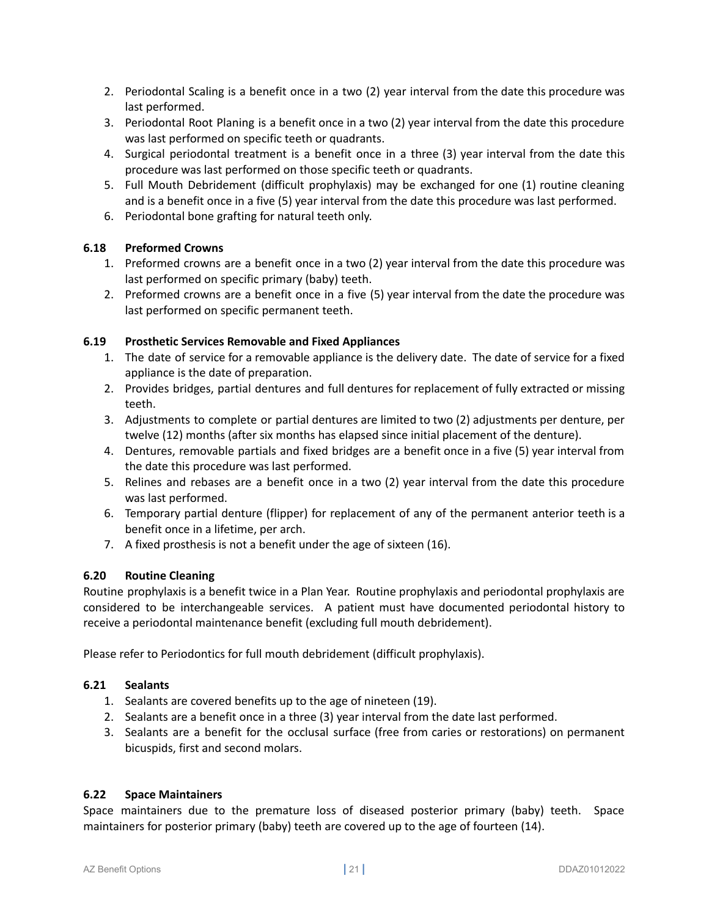2. Periodontal Scaling is a benefit once in a two (2) year interval from the date this procedure was last performed.
3. Periodontal Root Planing is a benefit once in a two (2) year interval from the date this procedure was last performed on specific teeth or quadrants.
4. Surgical periodontal treatment is a benefit once in a three (3) year interval from the date this procedure was last performed on those specific teeth or quadrants.
5. Full Mouth Debridement (difficult prophylaxis) may be exchanged for one (1) routine cleaning and is a benefit once in a five (5) year interval from the date this procedure was last performed.
6. Periodontal bone grafting for natural teeth only.

### 6.18 Preformed Crowns

1. Preformed crowns are a benefit once in a two (2) year interval from the date this procedure was last performed on specific primary (baby) teeth.
2. Preformed crowns are a benefit once in a five (5) year interval from the date the procedure was last performed on specific permanent teeth.

### 6.19 Prosthetic Services Removable and Fixed Appliances

1. The date of service for a removable appliance is the delivery date. The date of service for a fixed appliance is the date of preparation.
2. Provides bridges, partial dentures and full dentures for replacement of fully extracted or missing teeth.
3. Adjustments to complete or partial dentures are limited to two (2) adjustments per denture, per twelve (12) months (after six months has elapsed since initial placement of the denture).
4. Dentures, removable partials and fixed bridges are a benefit once in a five (5) year interval from the date this procedure was last performed.
5. Relines and rebases are a benefit once in a two (2) year interval from the date this procedure was last performed.
6. Temporary partial denture (flipper) for replacement of any of the permanent anterior teeth is a benefit once in a lifetime, per arch.
7. A fixed prosthesis is not a benefit under the age of sixteen (16).

### 6.20 Routine Cleaning

Routine prophylaxis is a benefit twice in a Plan Year. Routine prophylaxis and periodontal prophylaxis are considered to be interchangeable services. A patient must have documented periodontal history to receive a periodontal maintenance benefit (excluding full mouth debridement).

Please refer to Periodontics for full mouth debridement (difficult prophylaxis).

### 6.21 Sealants

1. Sealants are covered benefits up to the age of nineteen (19).
2. Sealants are a benefit once in a three (3) year interval from the date last performed.
3. Sealants are a benefit for the occlusal surface (free from caries or restorations) on permanent bicuspids, first and second molars.

### 6.22 Space Maintainers

Space maintainers due to the premature loss of diseased posterior primary (baby) teeth. Space maintainers for posterior primary (baby) teeth are covered up to the age of fourteen (14).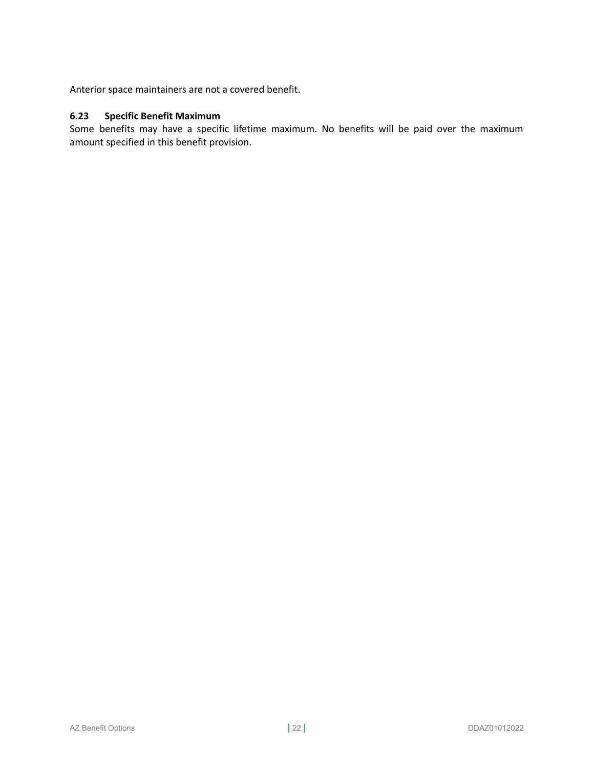Anterior space maintainers are not a covered benefit.

### 6.23 Specific Benefit Maximum

Some benefits may have a specific lifetime maximum. No benefits will be paid over the maximum amount specified in this benefit provision.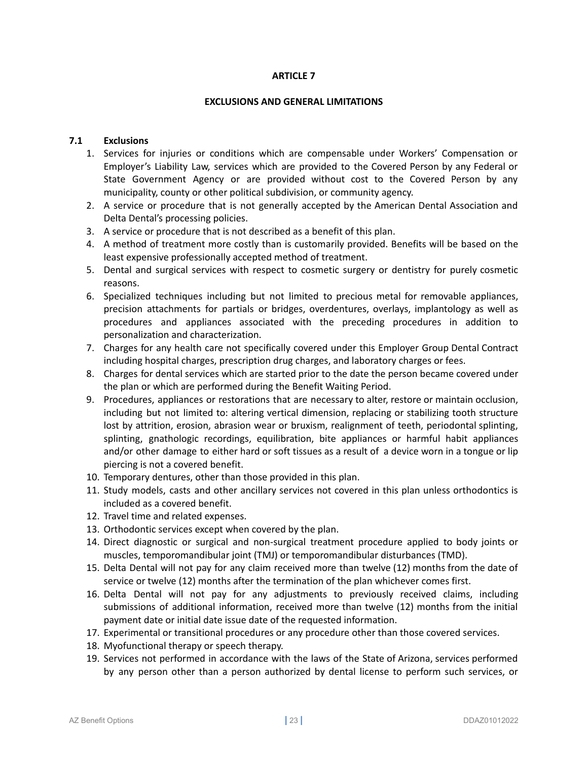# ARTICLE 7

## EXCLUSIONS AND GENERAL LIMITATIONS

### 7.1 Exclusions

1. Services for injuries or conditions which are compensable under Workers' Compensation or Employer's Liability Law, services which are provided to the Covered Person by any Federal or State Government Agency or are provided without cost to the Covered Person by any municipality, county or other political subdivision, or community agency.
2. A service or procedure that is not generally accepted by the American Dental Association and Delta Dental's processing policies.
3. A service or procedure that is not described as a benefit of this plan.
4. A method of treatment more costly than is customarily provided. Benefits will be based on the least expensive professionally accepted method of treatment.
5. Dental and surgical services with respect to cosmetic surgery or dentistry for purely cosmetic reasons.
6. Specialized techniques including but not limited to precious metal for removable appliances, precision attachments for partials or bridges, overdentures, overlays, implantology as well as procedures and appliances associated with the preceding procedures in addition to personalization and characterization.
7. Charges for any health care not specifically covered under this Employer Group Dental Contract including hospital charges, prescription drug charges, and laboratory charges or fees.
8. Charges for dental services which are started prior to the date the person became covered under the plan or which are performed during the Benefit Waiting Period.
9. Procedures, appliances or restorations that are necessary to alter, restore or maintain occlusion, including but not limited to: altering vertical dimension, replacing or stabilizing tooth structure lost by attrition, erosion, abrasion wear or bruxism, realignment of teeth, periodontal splinting, splinting, gnathologic recordings, equilibration, bite appliances or harmful habit appliances and/or other damage to either hard or soft tissues as a result of a device worn in a tongue or lip piercing is not a covered benefit.
10. Temporary dentures, other than those provided in this plan.
11. Study models, casts and other ancillary services not covered in this plan unless orthodontics is included as a covered benefit.
12. Travel time and related expenses.
13. Orthodontic services except when covered by the plan.
14. Direct diagnostic or surgical and non-surgical treatment procedure applied to body joints or muscles, temporomandibular joint (TMJ) or temporomandibular disturbances (TMD).
15. Delta Dental will not pay for any claim received more than twelve (12) months from the date of service or twelve (12) months after the termination of the plan whichever comes first.
16. Delta Dental will not pay for any adjustments to previously received claims, including submissions of additional information, received more than twelve (12) months from the initial payment date or initial date issue date of the requested information.
17. Experimental or transitional procedures or any procedure other than those covered services.
18. Myofunctional therapy or speech therapy.
19. Services not performed in accordance with the laws of the State of Arizona, services performed by any person other than a person authorized by dental license to perform such services, or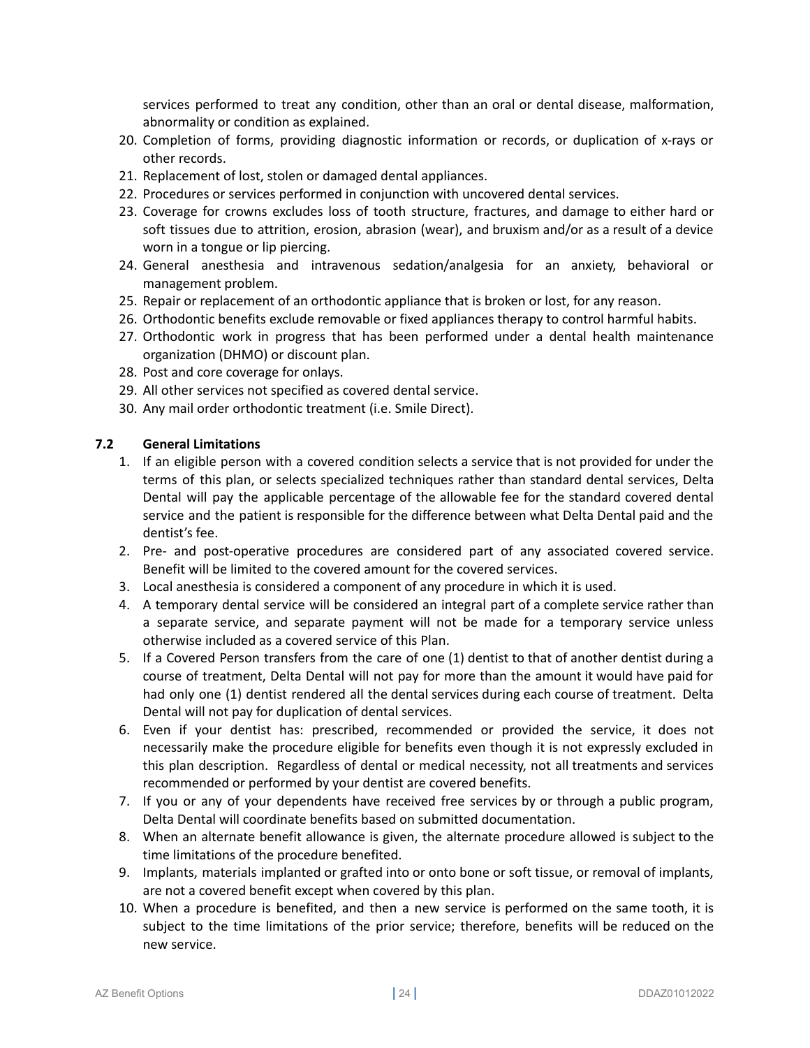services performed to treat any condition, other than an oral or dental disease, malformation, abnormality or condition as explained.

20. Completion of forms, providing diagnostic information or records, or duplication of x-rays or other records.
21. Replacement of lost, stolen or damaged dental appliances.
22. Procedures or services performed in conjunction with uncovered dental services.
23. Coverage for crowns excludes loss of tooth structure, fractures, and damage to either hard or soft tissues due to attrition, erosion, abrasion (wear), and bruxism and/or as a result of a device worn in a tongue or lip piercing.
24. General anesthesia and intravenous sedation/analgesia for an anxiety, behavioral or management problem.
25. Repair or replacement of an orthodontic appliance that is broken or lost, for any reason.
26. Orthodontic benefits exclude removable or fixed appliances therapy to control harmful habits.
27. Orthodontic work in progress that has been performed under a dental health maintenance organization (DHMO) or discount plan.
28. Post and core coverage for onlays.
29. All other services not specified as covered dental service.
30. Any mail order orthodontic treatment (i.e. Smile Direct).

### 7.2 General Limitations

1. If an eligible person with a covered condition selects a service that is not provided for under the terms of this plan, or selects specialized techniques rather than standard dental services, Delta Dental will pay the applicable percentage of the allowable fee for the standard covered dental service and the patient is responsible for the difference between what Delta Dental paid and the dentist's fee.
2. Pre- and post-operative procedures are considered part of any associated covered service. Benefit will be limited to the covered amount for the covered services.
3. Local anesthesia is considered a component of any procedure in which it is used.
4. A temporary dental service will be considered an integral part of a complete service rather than a separate service, and separate payment will not be made for a temporary service unless otherwise included as a covered service of this Plan.
5. If a Covered Person transfers from the care of one (1) dentist to that of another dentist during a course of treatment, Delta Dental will not pay for more than the amount it would have paid for had only one (1) dentist rendered all the dental services during each course of treatment. Delta Dental will not pay for duplication of dental services.
6. Even if your dentist has: prescribed, recommended or provided the service, it does not necessarily make the procedure eligible for benefits even though it is not expressly excluded in this plan description. Regardless of dental or medical necessity, not all treatments and services recommended or performed by your dentist are covered benefits.
7. If you or any of your dependents have received free services by or through a public program, Delta Dental will coordinate benefits based on submitted documentation.
8. When an alternate benefit allowance is given, the alternate procedure allowed is subject to the time limitations of the procedure benefited.
9. Implants, materials implanted or grafted into or onto bone or soft tissue, or removal of implants, are not a covered benefit except when covered by this plan.
10. When a procedure is benefited, and then a new service is performed on the same tooth, it is subject to the time limitations of the prior service; therefore, benefits will be reduced on the new service.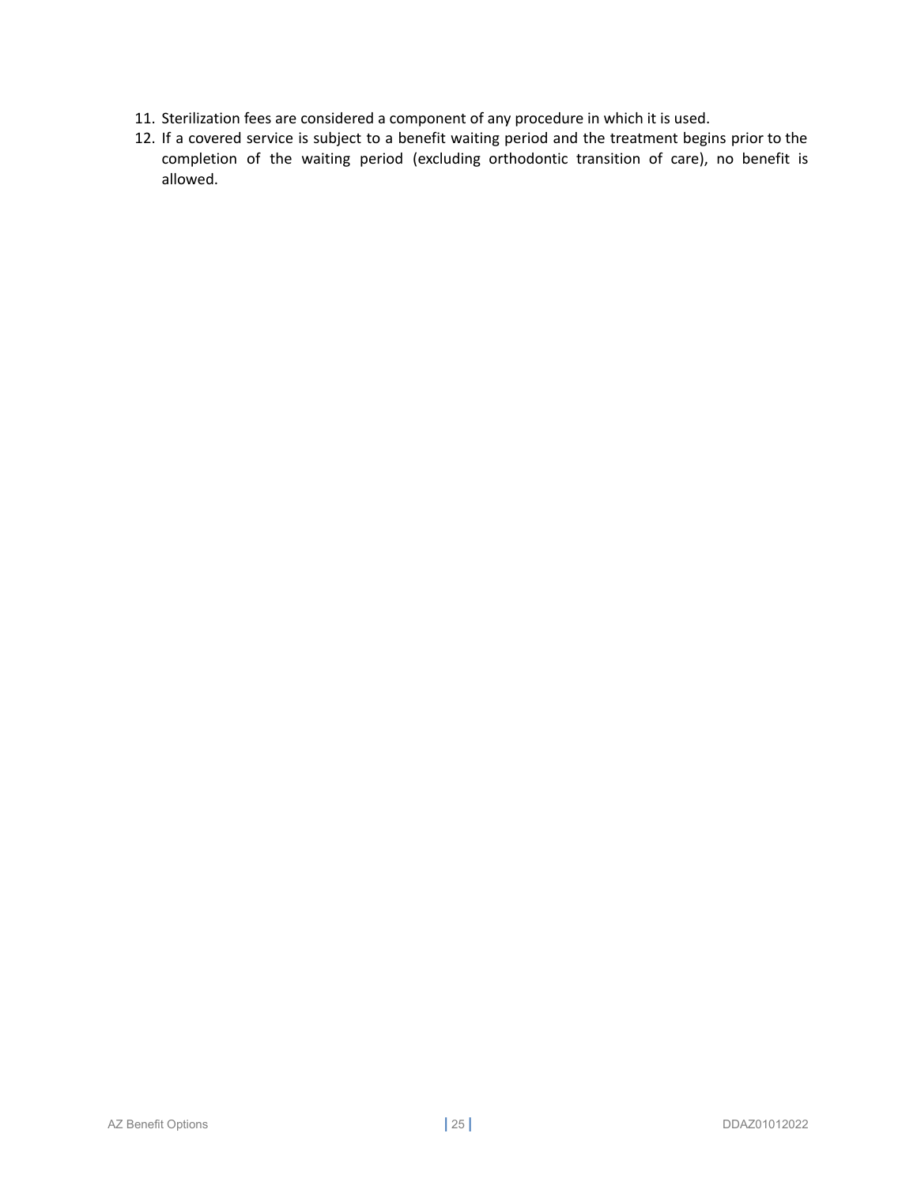11. Sterilization fees are considered a component of any procedure in which it is used.
12. If a covered service is subject to a benefit waiting period and the treatment begins prior to the completion of the waiting period (excluding orthodontic transition of care), no benefit is allowed.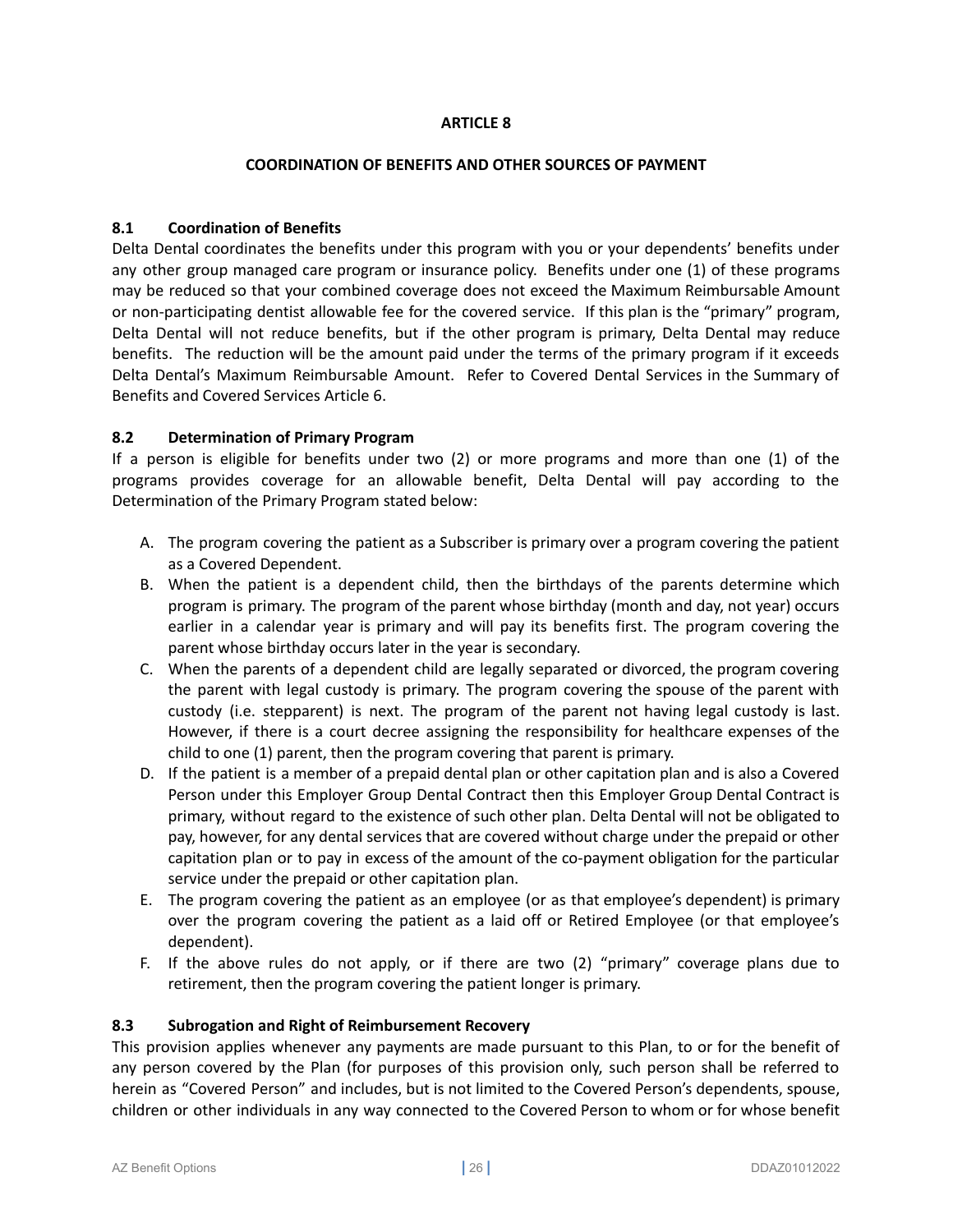## ARTICLE 8

## COORDINATION OF BENEFITS AND OTHER SOURCES OF PAYMENT

### 8.1 Coordination of Benefits

Delta Dental coordinates the benefits under this program with you or your dependents' benefits under any other group managed care program or insurance policy. Benefits under one (1) of these programs may be reduced so that your combined coverage does not exceed the Maximum Reimbursable Amount or non-participating dentist allowable fee for the covered service. If this plan is the "primary" program, Delta Dental will not reduce benefits, but if the other program is primary, Delta Dental may reduce benefits. The reduction will be the amount paid under the terms of the primary program if it exceeds Delta Dental's Maximum Reimbursable Amount. Refer to Covered Dental Services in the Summary of Benefits and Covered Services Article 6.

### 8.2 Determination of Primary Program

If a person is eligible for benefits under two (2) or more programs and more than one (1) of the programs provides coverage for an allowable benefit, Delta Dental will pay according to the Determination of the Primary Program stated below:

A. The program covering the patient as a Subscriber is primary over a program covering the patient as a Covered Dependent.
B. When the patient is a dependent child, then the birthdays of the parents determine which program is primary. The program of the parent whose birthday (month and day, not year) occurs earlier in a calendar year is primary and will pay its benefits first. The program covering the parent whose birthday occurs later in the year is secondary.
C. When the parents of a dependent child are legally separated or divorced, the program covering the parent with legal custody is primary. The program covering the spouse of the parent with custody (i.e. stepparent) is next. The program of the parent not having legal custody is last. However, if there is a court decree assigning the responsibility for healthcare expenses of the child to one (1) parent, then the program covering that parent is primary.
D. If the patient is a member of a prepaid dental plan or other capitation plan and is also a Covered Person under this Employer Group Dental Contract then this Employer Group Dental Contract is primary, without regard to the existence of such other plan. Delta Dental will not be obligated to pay, however, for any dental services that are covered without charge under the prepaid or other capitation plan or to pay in excess of the amount of the co-payment obligation for the particular service under the prepaid or other capitation plan.
E. The program covering the patient as an employee (or as that employee's dependent) is primary over the program covering the patient as a laid off or Retired Employee (or that employee's dependent).
F. If the above rules do not apply, or if there are two (2) "primary" coverage plans due to retirement, then the program covering the patient longer is primary.

### 8.3 Subrogation and Right of Reimbursement Recovery

This provision applies whenever any payments are made pursuant to this Plan, to or for the benefit of any person covered by the Plan (for purposes of this provision only, such person shall be referred to herein as "Covered Person" and includes, but is not limited to the Covered Person's dependents, spouse, children or other individuals in any way connected to the Covered Person to whom or for whose benefit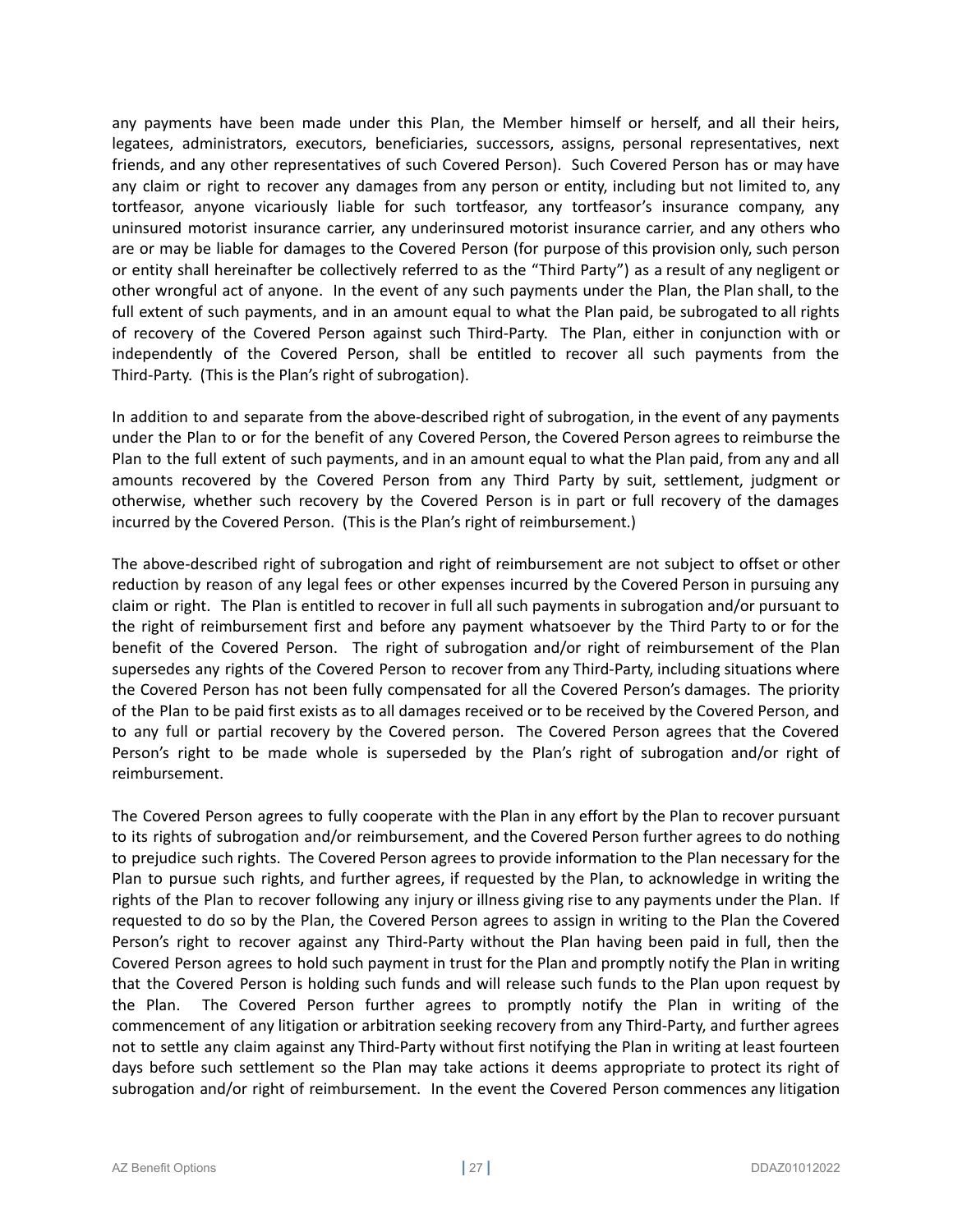any payments have been made under this Plan, the Member himself or herself, and all their heirs, legatees, administrators, executors, beneficiaries, successors, assigns, personal representatives, next friends, and any other representatives of such Covered Person). Such Covered Person has or may have any claim or right to recover any damages from any person or entity, including but not limited to, any tortfeasor, anyone vicariously liable for such tortfeasor, any tortfeasor's insurance company, any uninsured motorist insurance carrier, any underinsured motorist insurance carrier, and any others who are or may be liable for damages to the Covered Person (for purpose of this provision only, such person or entity shall hereinafter be collectively referred to as the "Third Party") as a result of any negligent or other wrongful act of anyone. In the event of any such payments under the Plan, the Plan shall, to the full extent of such payments, and in an amount equal to what the Plan paid, be subrogated to all rights of recovery of the Covered Person against such Third-Party. The Plan, either in conjunction with or independently of the Covered Person, shall be entitled to recover all such payments from the Third-Party. (This is the Plan's right of subrogation).

In addition to and separate from the above-described right of subrogation, in the event of any payments under the Plan to or for the benefit of any Covered Person, the Covered Person agrees to reimburse the Plan to the full extent of such payments, and in an amount equal to what the Plan paid, from any and all amounts recovered by the Covered Person from any Third Party by suit, settlement, judgment or otherwise, whether such recovery by the Covered Person is in part or full recovery of the damages incurred by the Covered Person. (This is the Plan's right of reimbursement.)

The above-described right of subrogation and right of reimbursement are not subject to offset or other reduction by reason of any legal fees or other expenses incurred by the Covered Person in pursuing any claim or right. The Plan is entitled to recover in full all such payments in subrogation and/or pursuant to the right of reimbursement first and before any payment whatsoever by the Third Party to or for the benefit of the Covered Person. The right of subrogation and/or right of reimbursement of the Plan supersedes any rights of the Covered Person to recover from any Third-Party, including situations where the Covered Person has not been fully compensated for all the Covered Person's damages. The priority of the Plan to be paid first exists as to all damages received or to be received by the Covered Person, and to any full or partial recovery by the Covered person. The Covered Person agrees that the Covered Person's right to be made whole is superseded by the Plan's right of subrogation and/or right of reimbursement.

The Covered Person agrees to fully cooperate with the Plan in any effort by the Plan to recover pursuant to its rights of subrogation and/or reimbursement, and the Covered Person further agrees to do nothing to prejudice such rights. The Covered Person agrees to provide information to the Plan necessary for the Plan to pursue such rights, and further agrees, if requested by the Plan, to acknowledge in writing the rights of the Plan to recover following any injury or illness giving rise to any payments under the Plan. If requested to do so by the Plan, the Covered Person agrees to assign in writing to the Plan the Covered Person's right to recover against any Third-Party without the Plan having been paid in full, then the Covered Person agrees to hold such payment in trust for the Plan and promptly notify the Plan in writing that the Covered Person is holding such funds and will release such funds to the Plan upon request by the Plan. The Covered Person further agrees to promptly notify the Plan in writing of the commencement of any litigation or arbitration seeking recovery from any Third-Party, and further agrees not to settle any claim against any Third-Party without first notifying the Plan in writing at least fourteen days before such settlement so the Plan may take actions it deems appropriate to protect its right of subrogation and/or right of reimbursement. In the event the Covered Person commences any litigation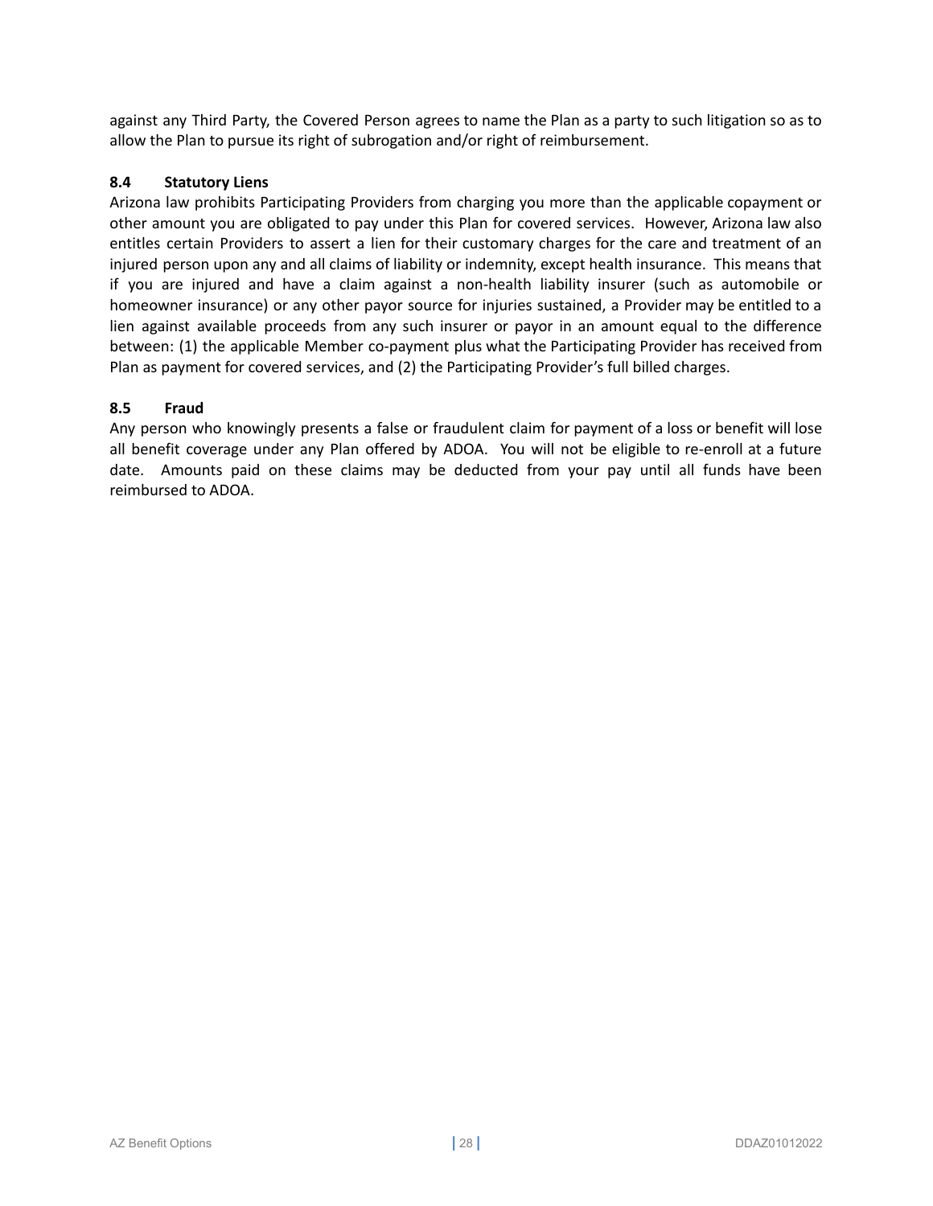against any Third Party, the Covered Person agrees to name the Plan as a party to such litigation so as to allow the Plan to pursue its right of subrogation and/or right of reimbursement.

**8.4 Statutory Liens**

Arizona law prohibits Participating Providers from charging you more than the applicable copayment or other amount you are obligated to pay under this Plan for covered services. However, Arizona law also entitles certain Providers to assert a lien for their customary charges for the care and treatment of an injured person upon any and all claims of liability or indemnity, except health insurance. This means that if you are injured and have a claim against a non-health liability insurer (such as automobile or homeowner insurance) or any other payor source for injuries sustained, a Provider may be entitled to a lien against available proceeds from any such insurer or payor in an amount equal to the difference between: (1) the applicable Member co-payment plus what the Participating Provider has received from Plan as payment for covered services, and (2) the Participating Provider's full billed charges.

**8.5 Fraud**

Any person who knowingly presents a false or fraudulent claim for payment of a loss or benefit will lose all benefit coverage under any Plan offered by ADOA. You will not be eligible to re-enroll at a future date. Amounts paid on these claims may be deducted from your pay until all funds have been reimbursed to ADOA.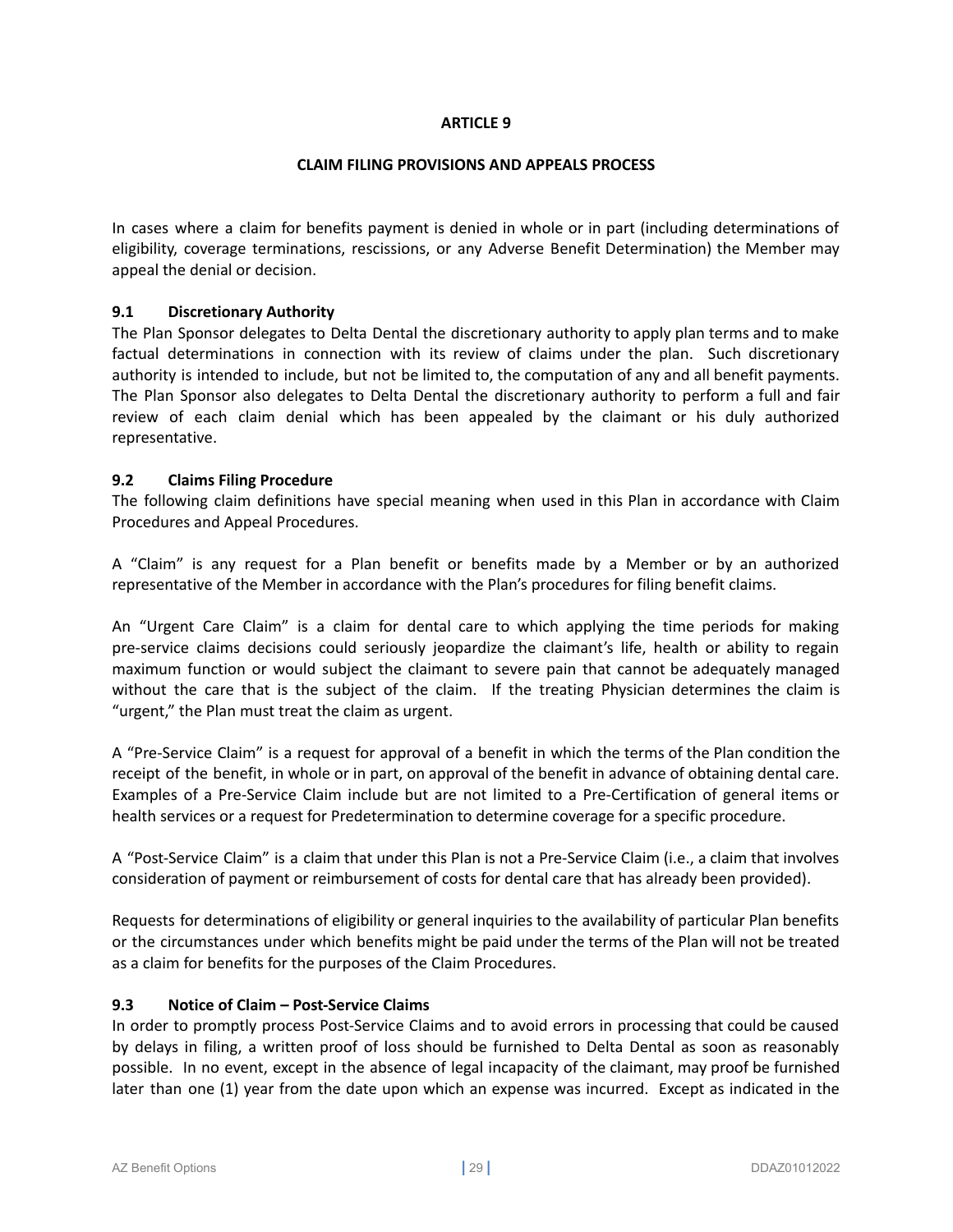# ARTICLE 9

## CLAIM FILING PROVISIONS AND APPEALS PROCESS

In cases where a claim for benefits payment is denied in whole or in part (including determinations of eligibility, coverage terminations, rescissions, or any Adverse Benefit Determination) the Member may appeal the denial or decision.

### 9.1 Discretionary Authority

The Plan Sponsor delegates to Delta Dental the discretionary authority to apply plan terms and to make factual determinations in connection with its review of claims under the plan. Such discretionary authority is intended to include, but not be limited to, the computation of any and all benefit payments. The Plan Sponsor also delegates to Delta Dental the discretionary authority to perform a full and fair review of each claim denial which has been appealed by the claimant or his duly authorized representative.

### 9.2 Claims Filing Procedure

The following claim definitions have special meaning when used in this Plan in accordance with Claim Procedures and Appeal Procedures.

A "Claim" is any request for a Plan benefit or benefits made by a Member or by an authorized representative of the Member in accordance with the Plan's procedures for filing benefit claims.

An "Urgent Care Claim" is a claim for dental care to which applying the time periods for making pre-service claims decisions could seriously jeopardize the claimant's life, health or ability to regain maximum function or would subject the claimant to severe pain that cannot be adequately managed without the care that is the subject of the claim. If the treating Physician determines the claim is "urgent," the Plan must treat the claim as urgent.

A "Pre-Service Claim" is a request for approval of a benefit in which the terms of the Plan condition the receipt of the benefit, in whole or in part, on approval of the benefit in advance of obtaining dental care. Examples of a Pre-Service Claim include but are not limited to a Pre-Certification of general items or health services or a request for Predetermination to determine coverage for a specific procedure.

A "Post-Service Claim" is a claim that under this Plan is not a Pre-Service Claim (i.e., a claim that involves consideration of payment or reimbursement of costs for dental care that has already been provided).

Requests for determinations of eligibility or general inquiries to the availability of particular Plan benefits or the circumstances under which benefits might be paid under the terms of the Plan will not be treated as a claim for benefits for the purposes of the Claim Procedures.

### 9.3 Notice of Claim – Post-Service Claims

In order to promptly process Post-Service Claims and to avoid errors in processing that could be caused by delays in filing, a written proof of loss should be furnished to Delta Dental as soon as reasonably possible. In no event, except in the absence of legal incapacity of the claimant, may proof be furnished later than one (1) year from the date upon which an expense was incurred. Except as indicated in the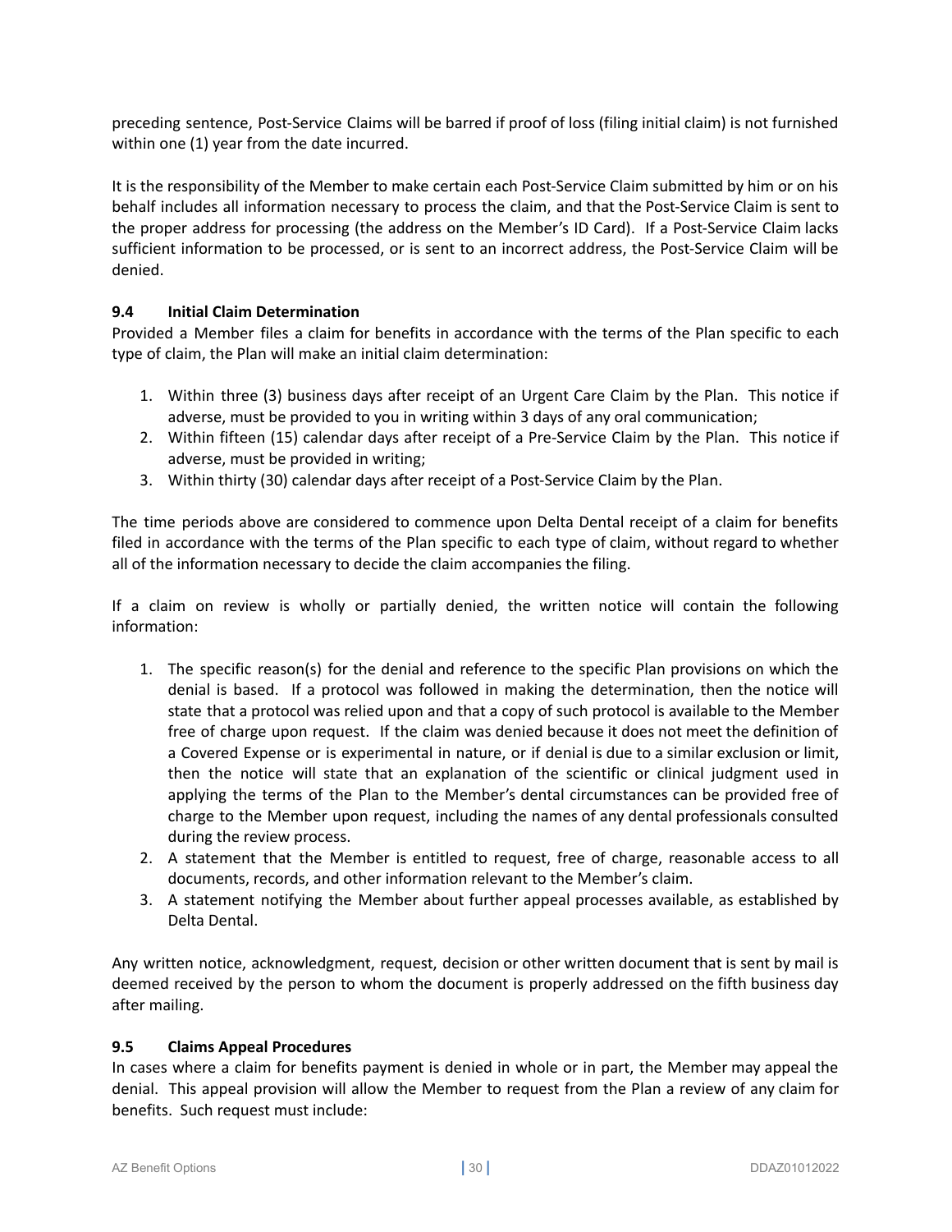preceding sentence, Post-Service Claims will be barred if proof of loss (filing initial claim) is not furnished within one (1) year from the date incurred.

It is the responsibility of the Member to make certain each Post-Service Claim submitted by him or on his behalf includes all information necessary to process the claim, and that the Post-Service Claim is sent to the proper address for processing (the address on the Member's ID Card). If a Post-Service Claim lacks sufficient information to be processed, or is sent to an incorrect address, the Post-Service Claim will be denied.

### 9.4 Initial Claim Determination

Provided a Member files a claim for benefits in accordance with the terms of the Plan specific to each type of claim, the Plan will make an initial claim determination:

1. Within three (3) business days after receipt of an Urgent Care Claim by the Plan. This notice if adverse, must be provided to you in writing within 3 days of any oral communication;
2. Within fifteen (15) calendar days after receipt of a Pre-Service Claim by the Plan. This notice if adverse, must be provided in writing;
3. Within thirty (30) calendar days after receipt of a Post-Service Claim by the Plan.

The time periods above are considered to commence upon Delta Dental receipt of a claim for benefits filed in accordance with the terms of the Plan specific to each type of claim, without regard to whether all of the information necessary to decide the claim accompanies the filing.

If a claim on review is wholly or partially denied, the written notice will contain the following information:

1. The specific reason(s) for the denial and reference to the specific Plan provisions on which the denial is based. If a protocol was followed in making the determination, then the notice will state that a protocol was relied upon and that a copy of such protocol is available to the Member free of charge upon request. If the claim was denied because it does not meet the definition of a Covered Expense or is experimental in nature, or if denial is due to a similar exclusion or limit, then the notice will state that an explanation of the scientific or clinical judgment used in applying the terms of the Plan to the Member's dental circumstances can be provided free of charge to the Member upon request, including the names of any dental professionals consulted during the review process.
2. A statement that the Member is entitled to request, free of charge, reasonable access to all documents, records, and other information relevant to the Member's claim.
3. A statement notifying the Member about further appeal processes available, as established by Delta Dental.

Any written notice, acknowledgment, request, decision or other written document that is sent by mail is deemed received by the person to whom the document is properly addressed on the fifth business day after mailing.

### 9.5 Claims Appeal Procedures

In cases where a claim for benefits payment is denied in whole or in part, the Member may appeal the denial. This appeal provision will allow the Member to request from the Plan a review of any claim for benefits. Such request must include: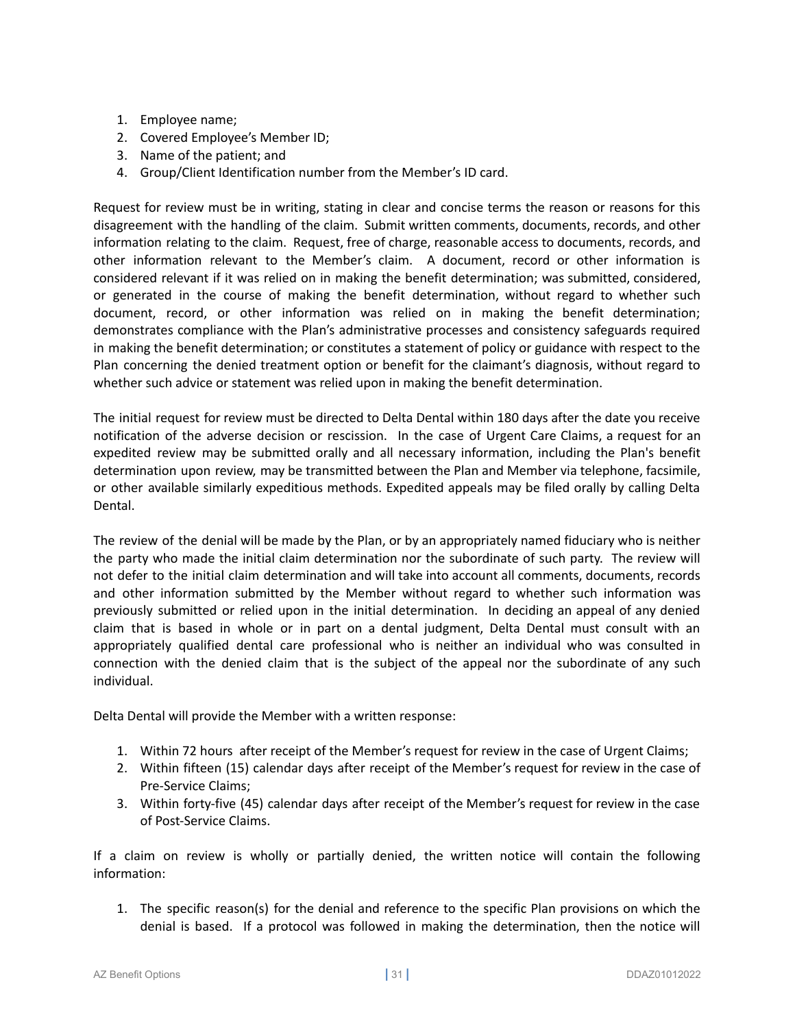1. Employee name;
2. Covered Employee's Member ID;
3. Name of the patient; and
4. Group/Client Identification number from the Member's ID card.

Request for review must be in writing, stating in clear and concise terms the reason or reasons for this disagreement with the handling of the claim. Submit written comments, documents, records, and other information relating to the claim. Request, free of charge, reasonable access to documents, records, and other information relevant to the Member's claim. A document, record or other information is considered relevant if it was relied on in making the benefit determination; was submitted, considered, or generated in the course of making the benefit determination, without regard to whether such document, record, or other information was relied on in making the benefit determination; demonstrates compliance with the Plan's administrative processes and consistency safeguards required in making the benefit determination; or constitutes a statement of policy or guidance with respect to the Plan concerning the denied treatment option or benefit for the claimant's diagnosis, without regard to whether such advice or statement was relied upon in making the benefit determination.

The initial request for review must be directed to Delta Dental within 180 days after the date you receive notification of the adverse decision or rescission. In the case of Urgent Care Claims, a request for an expedited review may be submitted orally and all necessary information, including the Plan's benefit determination upon review, may be transmitted between the Plan and Member via telephone, facsimile, or other available similarly expeditious methods. Expedited appeals may be filed orally by calling Delta Dental.

The review of the denial will be made by the Plan, or by an appropriately named fiduciary who is neither the party who made the initial claim determination nor the subordinate of such party. The review will not defer to the initial claim determination and will take into account all comments, documents, records and other information submitted by the Member without regard to whether such information was previously submitted or relied upon in the initial determination. In deciding an appeal of any denied claim that is based in whole or in part on a dental judgment, Delta Dental must consult with an appropriately qualified dental care professional who is neither an individual who was consulted in connection with the denied claim that is the subject of the appeal nor the subordinate of any such individual.

Delta Dental will provide the Member with a written response:

1. Within 72 hours after receipt of the Member's request for review in the case of Urgent Claims;
2. Within fifteen (15) calendar days after receipt of the Member's request for review in the case of Pre-Service Claims;
3. Within forty-five (45) calendar days after receipt of the Member's request for review in the case of Post-Service Claims.

If a claim on review is wholly or partially denied, the written notice will contain the following information:

1. The specific reason(s) for the denial and reference to the specific Plan provisions on which the denial is based. If a protocol was followed in making the determination, then the notice will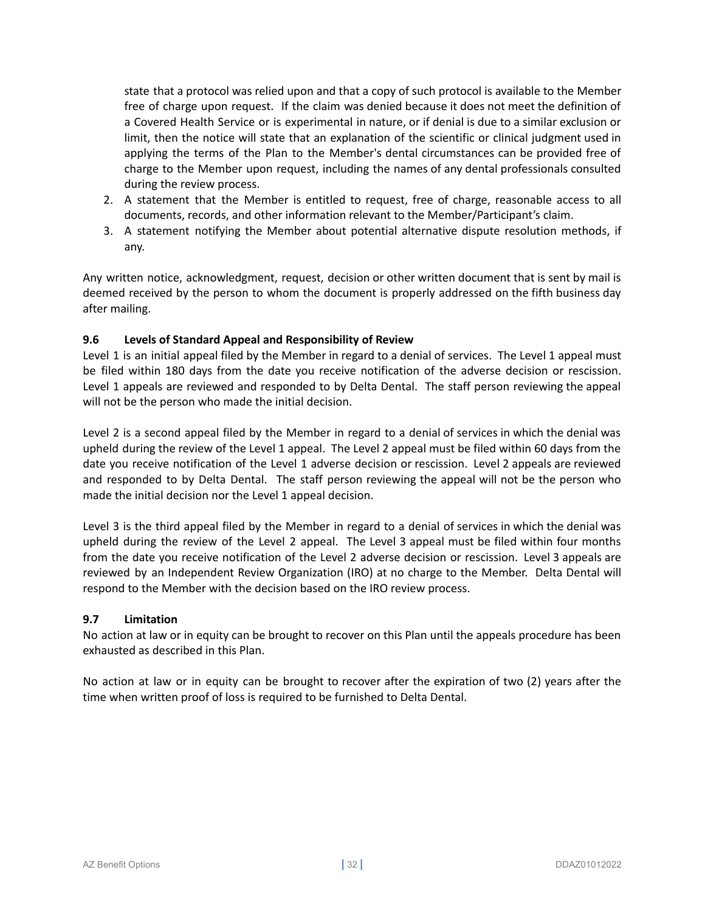state that a protocol was relied upon and that a copy of such protocol is available to the Member free of charge upon request. If the claim was denied because it does not meet the definition of a Covered Health Service or is experimental in nature, or if denial is due to a similar exclusion or limit, then the notice will state that an explanation of the scientific or clinical judgment used in applying the terms of the Plan to the Member's dental circumstances can be provided free of charge to the Member upon request, including the names of any dental professionals consulted during the review process.

2. A statement that the Member is entitled to request, free of charge, reasonable access to all documents, records, and other information relevant to the Member/Participant's claim.
3. A statement notifying the Member about potential alternative dispute resolution methods, if any.

Any written notice, acknowledgment, request, decision or other written document that is sent by mail is deemed received by the person to whom the document is properly addressed on the fifth business day after mailing.

**9.6 Levels of Standard Appeal and Responsibility of Review**

Level 1 is an initial appeal filed by the Member in regard to a denial of services. The Level 1 appeal must be filed within 180 days from the date you receive notification of the adverse decision or rescission. Level 1 appeals are reviewed and responded to by Delta Dental. The staff person reviewing the appeal will not be the person who made the initial decision.

Level 2 is a second appeal filed by the Member in regard to a denial of services in which the denial was upheld during the review of the Level 1 appeal. The Level 2 appeal must be filed within 60 days from the date you receive notification of the Level 1 adverse decision or rescission. Level 2 appeals are reviewed and responded to by Delta Dental. The staff person reviewing the appeal will not be the person who made the initial decision nor the Level 1 appeal decision.

Level 3 is the third appeal filed by the Member in regard to a denial of services in which the denial was upheld during the review of the Level 2 appeal. The Level 3 appeal must be filed within four months from the date you receive notification of the Level 2 adverse decision or rescission. Level 3 appeals are reviewed by an Independent Review Organization (IRO) at no charge to the Member. Delta Dental will respond to the Member with the decision based on the IRO review process.

**9.7 Limitation**

No action at law or in equity can be brought to recover on this Plan until the appeals procedure has been exhausted as described in this Plan.

No action at law or in equity can be brought to recover after the expiration of two (2) years after the time when written proof of loss is required to be furnished to Delta Dental.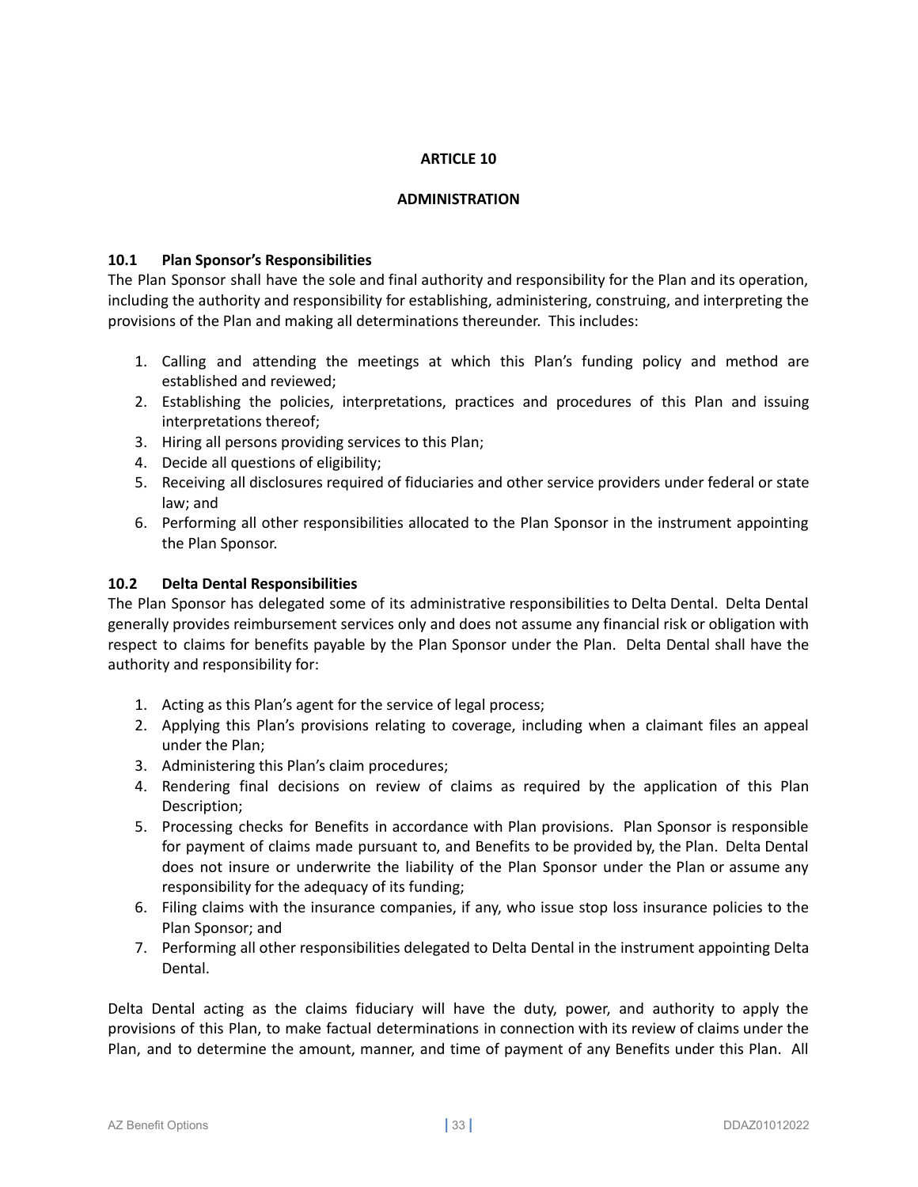# ARTICLE 10

# ADMINISTRATION

## 10.1 Plan Sponsor's Responsibilities

The Plan Sponsor shall have the sole and final authority and responsibility for the Plan and its operation, including the authority and responsibility for establishing, administering, construing, and interpreting the provisions of the Plan and making all determinations thereunder. This includes:

1. Calling and attending the meetings at which this Plan's funding policy and method are established and reviewed;
2. Establishing the policies, interpretations, practices and procedures of this Plan and issuing interpretations thereof;
3. Hiring all persons providing services to this Plan;
4. Decide all questions of eligibility;
5. Receiving all disclosures required of fiduciaries and other service providers under federal or state law; and
6. Performing all other responsibilities allocated to the Plan Sponsor in the instrument appointing the Plan Sponsor.

## 10.2 Delta Dental Responsibilities

The Plan Sponsor has delegated some of its administrative responsibilities to Delta Dental. Delta Dental generally provides reimbursement services only and does not assume any financial risk or obligation with respect to claims for benefits payable by the Plan Sponsor under the Plan. Delta Dental shall have the authority and responsibility for:

1. Acting as this Plan's agent for the service of legal process;
2. Applying this Plan's provisions relating to coverage, including when a claimant files an appeal under the Plan;
3. Administering this Plan's claim procedures;
4. Rendering final decisions on review of claims as required by the application of this Plan Description;
5. Processing checks for Benefits in accordance with Plan provisions. Plan Sponsor is responsible for payment of claims made pursuant to, and Benefits to be provided by, the Plan. Delta Dental does not insure or underwrite the liability of the Plan Sponsor under the Plan or assume any responsibility for the adequacy of its funding;
6. Filing claims with the insurance companies, if any, who issue stop loss insurance policies to the Plan Sponsor; and
7. Performing all other responsibilities delegated to Delta Dental in the instrument appointing Delta Dental.

Delta Dental acting as the claims fiduciary will have the duty, power, and authority to apply the provisions of this Plan, to make factual determinations in connection with its review of claims under the Plan, and to determine the amount, manner, and time of payment of any Benefits under this Plan. All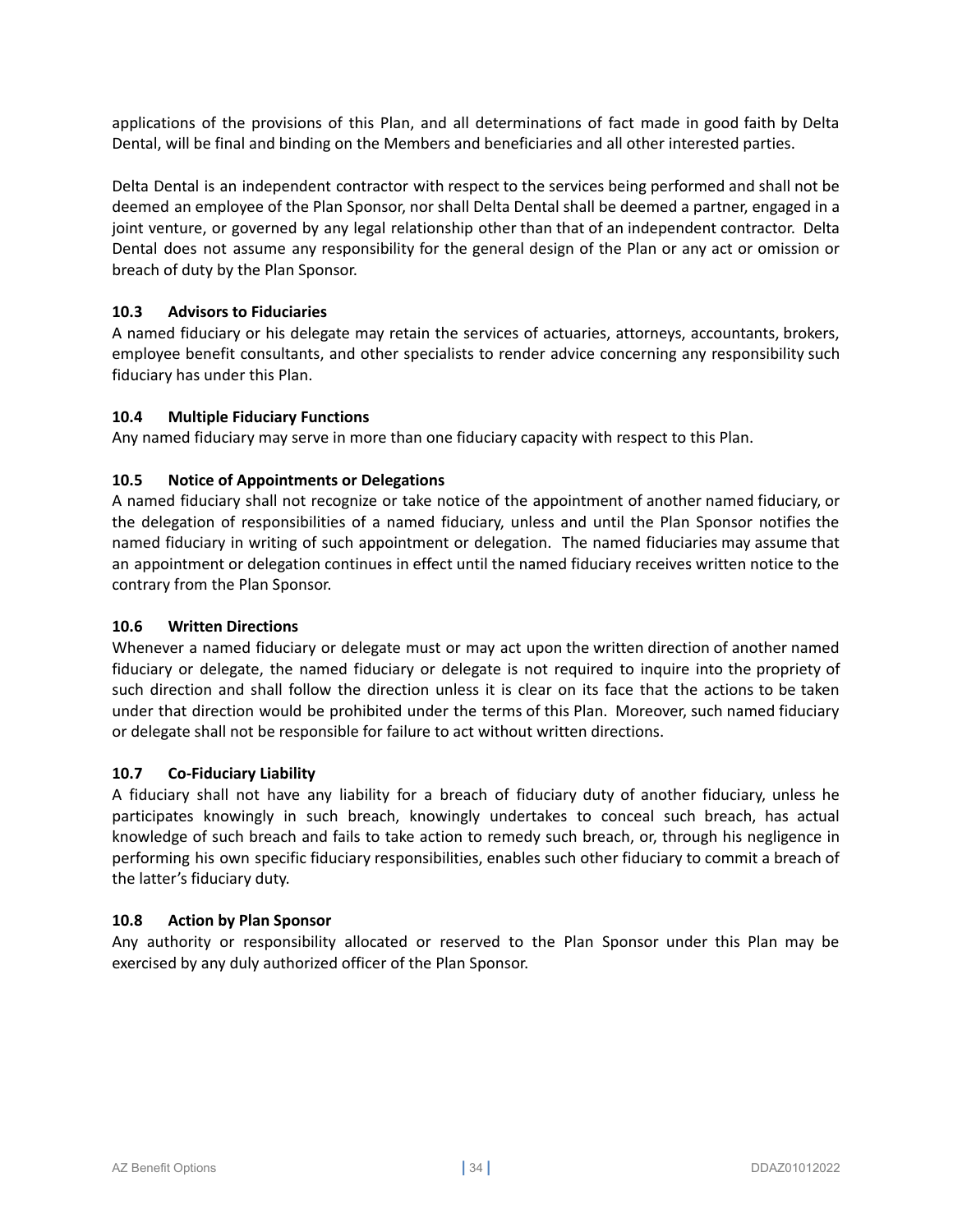applications of the provisions of this Plan, and all determinations of fact made in good faith by Delta Dental, will be final and binding on the Members and beneficiaries and all other interested parties.

Delta Dental is an independent contractor with respect to the services being performed and shall not be deemed an employee of the Plan Sponsor, nor shall Delta Dental shall be deemed a partner, engaged in a joint venture, or governed by any legal relationship other than that of an independent contractor. Delta Dental does not assume any responsibility for the general design of the Plan or any act or omission or breach of duty by the Plan Sponsor.

**10.3 Advisors to Fiduciaries**

A named fiduciary or his delegate may retain the services of actuaries, attorneys, accountants, brokers, employee benefit consultants, and other specialists to render advice concerning any responsibility such fiduciary has under this Plan.

**10.4 Multiple Fiduciary Functions**

Any named fiduciary may serve in more than one fiduciary capacity with respect to this Plan.

**10.5 Notice of Appointments or Delegations**

A named fiduciary shall not recognize or take notice of the appointment of another named fiduciary, or the delegation of responsibilities of a named fiduciary, unless and until the Plan Sponsor notifies the named fiduciary in writing of such appointment or delegation. The named fiduciaries may assume that an appointment or delegation continues in effect until the named fiduciary receives written notice to the contrary from the Plan Sponsor.

**10.6 Written Directions**

Whenever a named fiduciary or delegate must or may act upon the written direction of another named fiduciary or delegate, the named fiduciary or delegate is not required to inquire into the propriety of such direction and shall follow the direction unless it is clear on its face that the actions to be taken under that direction would be prohibited under the terms of this Plan. Moreover, such named fiduciary or delegate shall not be responsible for failure to act without written directions.

**10.7 Co-Fiduciary Liability**

A fiduciary shall not have any liability for a breach of fiduciary duty of another fiduciary, unless he participates knowingly in such breach, knowingly undertakes to conceal such breach, has actual knowledge of such breach and fails to take action to remedy such breach, or, through his negligence in performing his own specific fiduciary responsibilities, enables such other fiduciary to commit a breach of the latter's fiduciary duty.

**10.8 Action by Plan Sponsor**

Any authority or responsibility allocated or reserved to the Plan Sponsor under this Plan may be exercised by any duly authorized officer of the Plan Sponsor.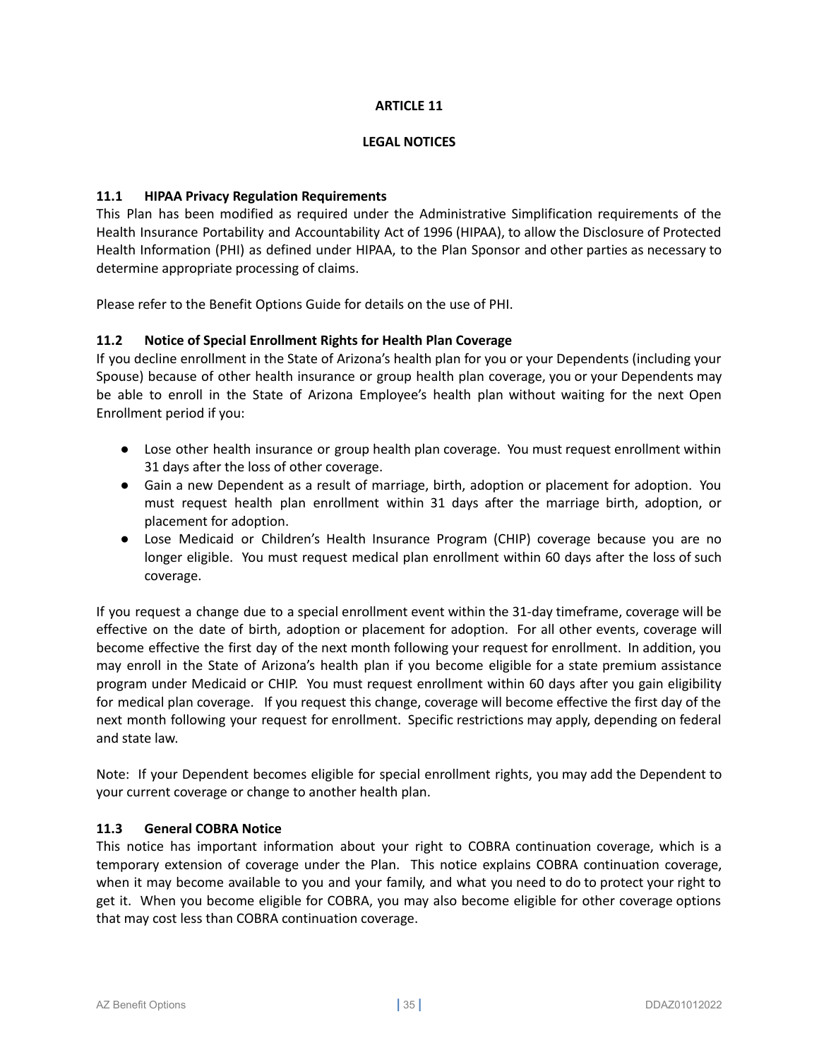# ARTICLE 11

# LEGAL NOTICES

### 11.1 HIPAA Privacy Regulation Requirements

This Plan has been modified as required under the Administrative Simplification requirements of the Health Insurance Portability and Accountability Act of 1996 (HIPAA), to allow the Disclosure of Protected Health Information (PHI) as defined under HIPAA, to the Plan Sponsor and other parties as necessary to determine appropriate processing of claims.

Please refer to the Benefit Options Guide for details on the use of PHI.

### 11.2 Notice of Special Enrollment Rights for Health Plan Coverage

If you decline enrollment in the State of Arizona's health plan for you or your Dependents (including your Spouse) because of other health insurance or group health plan coverage, you or your Dependents may be able to enroll in the State of Arizona Employee's health plan without waiting for the next Open Enrollment period if you:

- Lose other health insurance or group health plan coverage. You must request enrollment within 31 days after the loss of other coverage.
- Gain a new Dependent as a result of marriage, birth, adoption or placement for adoption. You must request health plan enrollment within 31 days after the marriage birth, adoption, or placement for adoption.
- Lose Medicaid or Children's Health Insurance Program (CHIP) coverage because you are no longer eligible. You must request medical plan enrollment within 60 days after the loss of such coverage.

If you request a change due to a special enrollment event within the 31-day timeframe, coverage will be effective on the date of birth, adoption or placement for adoption. For all other events, coverage will become effective the first day of the next month following your request for enrollment. In addition, you may enroll in the State of Arizona's health plan if you become eligible for a state premium assistance program under Medicaid or CHIP. You must request enrollment within 60 days after you gain eligibility for medical plan coverage. If you request this change, coverage will become effective the first day of the next month following your request for enrollment. Specific restrictions may apply, depending on federal and state law.

Note: If your Dependent becomes eligible for special enrollment rights, you may add the Dependent to your current coverage or change to another health plan.

### 11.3 General COBRA Notice

This notice has important information about your right to COBRA continuation coverage, which is a temporary extension of coverage under the Plan. This notice explains COBRA continuation coverage, when it may become available to you and your family, and what you need to do to protect your right to get it. When you become eligible for COBRA, you may also become eligible for other coverage options that may cost less than COBRA continuation coverage.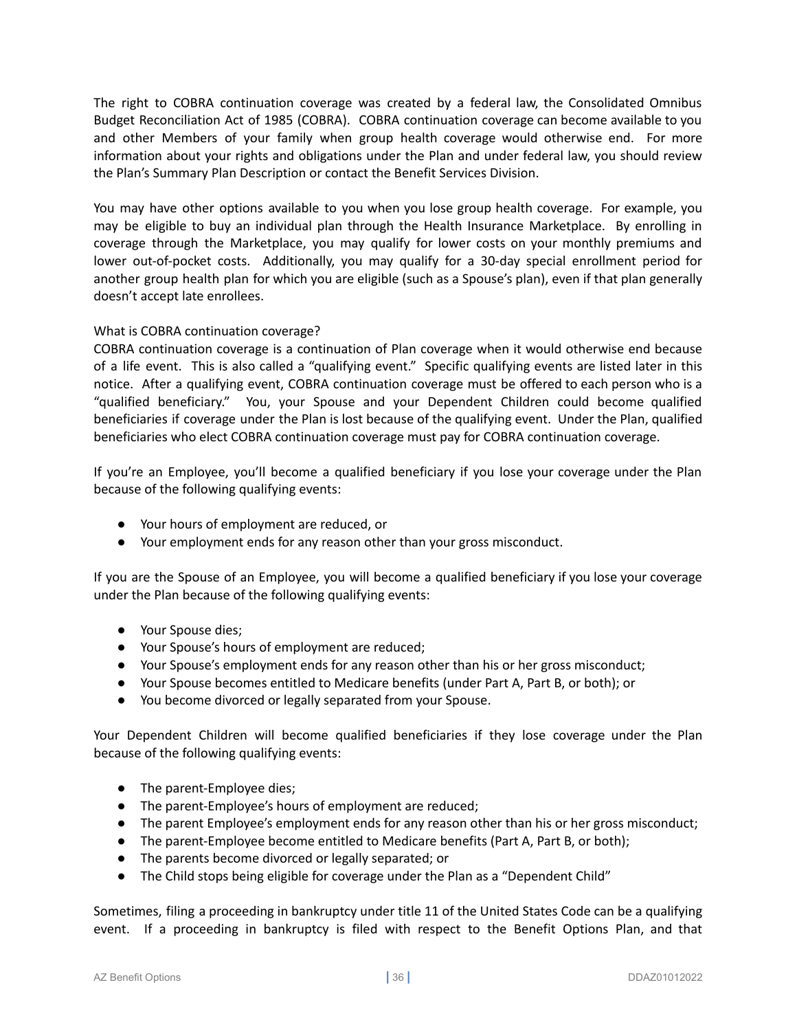The right to COBRA continuation coverage was created by a federal law, the Consolidated Omnibus Budget Reconciliation Act of 1985 (COBRA). COBRA continuation coverage can become available to you and other Members of your family when group health coverage would otherwise end. For more information about your rights and obligations under the Plan and under federal law, you should review the Plan's Summary Plan Description or contact the Benefit Services Division.

You may have other options available to you when you lose group health coverage. For example, you may be eligible to buy an individual plan through the Health Insurance Marketplace. By enrolling in coverage through the Marketplace, you may qualify for lower costs on your monthly premiums and lower out-of-pocket costs. Additionally, you may qualify for a 30-day special enrollment period for another group health plan for which you are eligible (such as a Spouse's plan), even if that plan generally doesn't accept late enrollees.

What is COBRA continuation coverage?

COBRA continuation coverage is a continuation of Plan coverage when it would otherwise end because of a life event. This is also called a "qualifying event." Specific qualifying events are listed later in this notice. After a qualifying event, COBRA continuation coverage must be offered to each person who is a "qualified beneficiary." You, your Spouse and your Dependent Children could become qualified beneficiaries if coverage under the Plan is lost because of the qualifying event. Under the Plan, qualified beneficiaries who elect COBRA continuation coverage must pay for COBRA continuation coverage.

If you're an Employee, you'll become a qualified beneficiary if you lose your coverage under the Plan because of the following qualifying events:

- Your hours of employment are reduced, or
- Your employment ends for any reason other than your gross misconduct.

If you are the Spouse of an Employee, you will become a qualified beneficiary if you lose your coverage under the Plan because of the following qualifying events:

- Your Spouse dies;
- Your Spouse's hours of employment are reduced;
- Your Spouse's employment ends for any reason other than his or her gross misconduct;
- Your Spouse becomes entitled to Medicare benefits (under Part A, Part B, or both); or
- You become divorced or legally separated from your Spouse.

Your Dependent Children will become qualified beneficiaries if they lose coverage under the Plan because of the following qualifying events:

- The parent-Employee dies;
- The parent-Employee's hours of employment are reduced;
- The parent Employee's employment ends for any reason other than his or her gross misconduct;
- The parent-Employee become entitled to Medicare benefits (Part A, Part B, or both);
- The parents become divorced or legally separated; or
- The Child stops being eligible for coverage under the Plan as a "Dependent Child"

Sometimes, filing a proceeding in bankruptcy under title 11 of the United States Code can be a qualifying event. If a proceeding in bankruptcy is filed with respect to the Benefit Options Plan, and that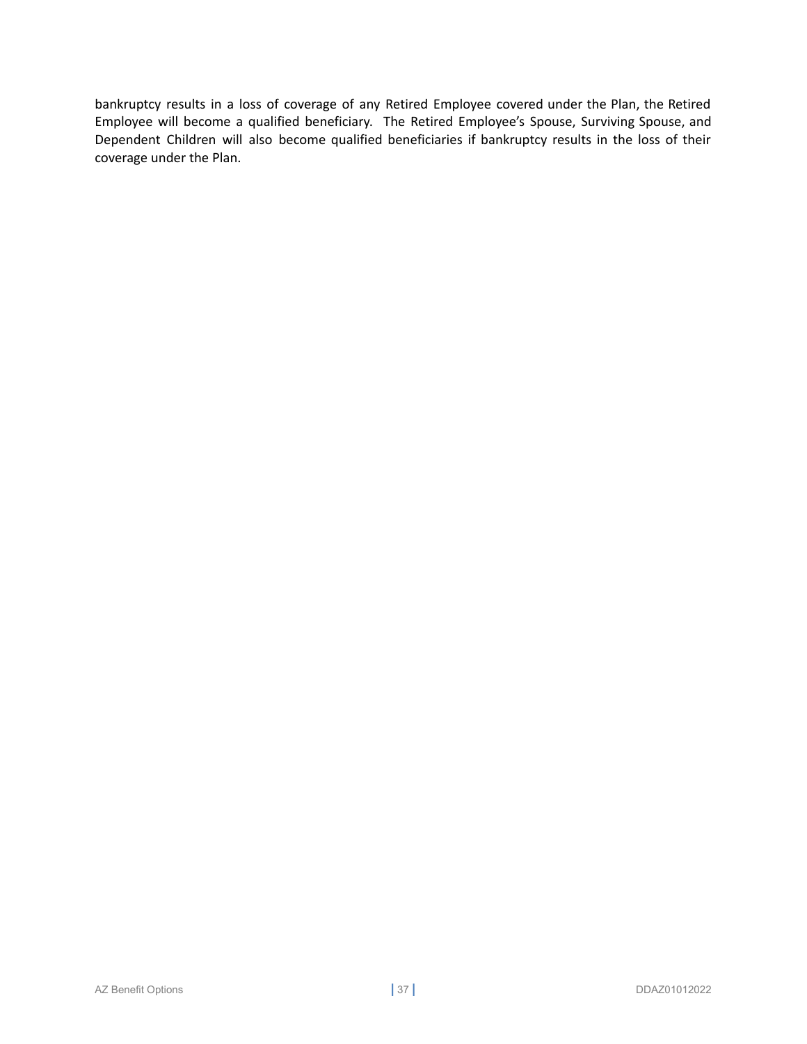bankruptcy results in a loss of coverage of any Retired Employee covered under the Plan, the Retired Employee will become a qualified beneficiary. The Retired Employee's Spouse, Surviving Spouse, and Dependent Children will also become qualified beneficiaries if bankruptcy results in the loss of their coverage under the Plan.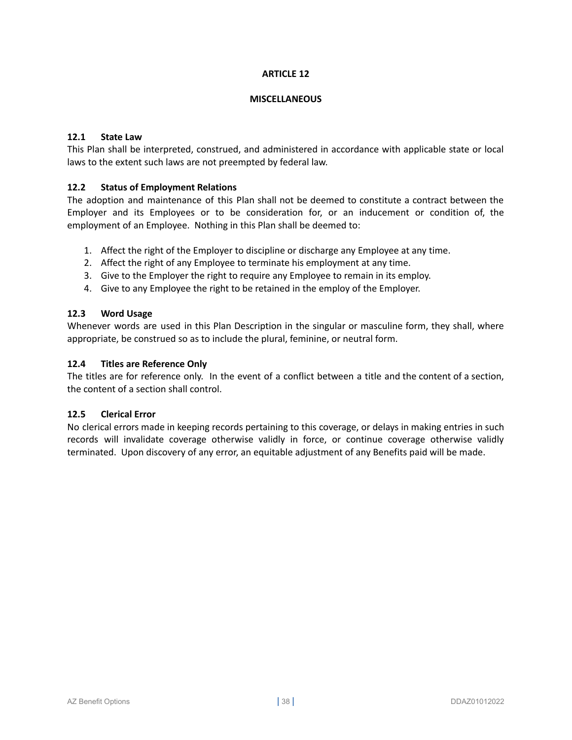# ARTICLE 12

## MISCELLANEOUS

### 12.1 State Law

This Plan shall be interpreted, construed, and administered in accordance with applicable state or local laws to the extent such laws are not preempted by federal law.

### 12.2 Status of Employment Relations

The adoption and maintenance of this Plan shall not be deemed to constitute a contract between the Employer and its Employees or to be consideration for, or an inducement or condition of, the employment of an Employee. Nothing in this Plan shall be deemed to:

1. Affect the right of the Employer to discipline or discharge any Employee at any time.
2. Affect the right of any Employee to terminate his employment at any time.
3. Give to the Employer the right to require any Employee to remain in its employ.
4. Give to any Employee the right to be retained in the employ of the Employer.

### 12.3 Word Usage

Whenever words are used in this Plan Description in the singular or masculine form, they shall, where appropriate, be construed so as to include the plural, feminine, or neutral form.

### 12.4 Titles are Reference Only

The titles are for reference only. In the event of a conflict between a title and the content of a section, the content of a section shall control.

### 12.5 Clerical Error

No clerical errors made in keeping records pertaining to this coverage, or delays in making entries in such records will invalidate coverage otherwise validly in force, or continue coverage otherwise validly terminated. Upon discovery of any error, an equitable adjustment of any Benefits paid will be made.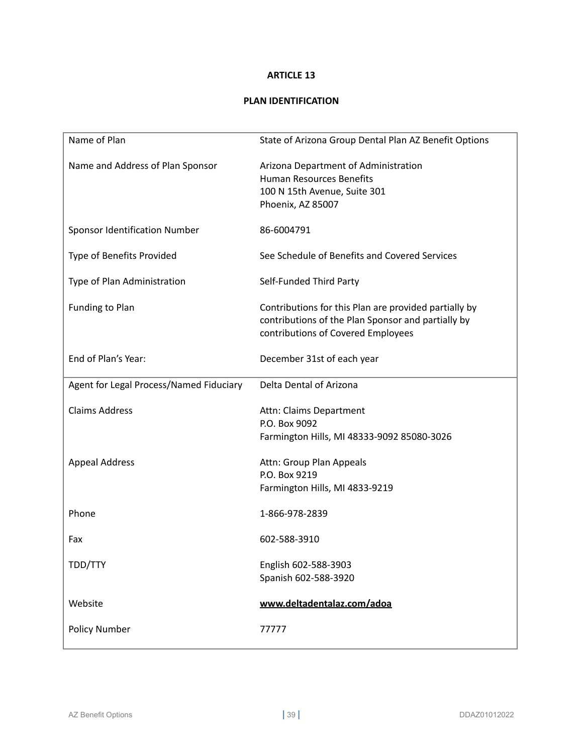# ARTICLE 13

## PLAN IDENTIFICATION

| | |
|---|---|
| Name of Plan | State of Arizona Group Dental Plan AZ Benefit Options |
| Name and Address of Plan Sponsor | Arizona Department of Administration<br>Human Resources Benefits<br>100 N 15th Avenue, Suite 301<br>Phoenix, AZ 85007 |
| Sponsor Identification Number | 86-6004791 |
| Type of Benefits Provided | See Schedule of Benefits and Covered Services |
| Type of Plan Administration | Self-Funded Third Party |
| Funding to Plan | Contributions for this Plan are provided partially by contributions of the Plan Sponsor and partially by contributions of Covered Employees |
| End of Plan's Year: | December 31st of each year |
| Agent for Legal Process/Named Fiduciary | Delta Dental of Arizona |
| Claims Address | Attn: Claims Department<br>P.O. Box 9092<br>Farmington Hills, MI 48333-9092 85080-3026 |
| Appeal Address | Attn: Group Plan Appeals<br>P.O. Box 9219<br>Farmington Hills, MI 4833-9219 |
| Phone | 1-866-978-2839 |
| Fax | 602-588-3910 |
| TDD/TTY | English 602-588-3903<br>Spanish 602-588-3920 |
| Website | **www.deltadentalaz.com/adoa** |
| Policy Number | 77777 |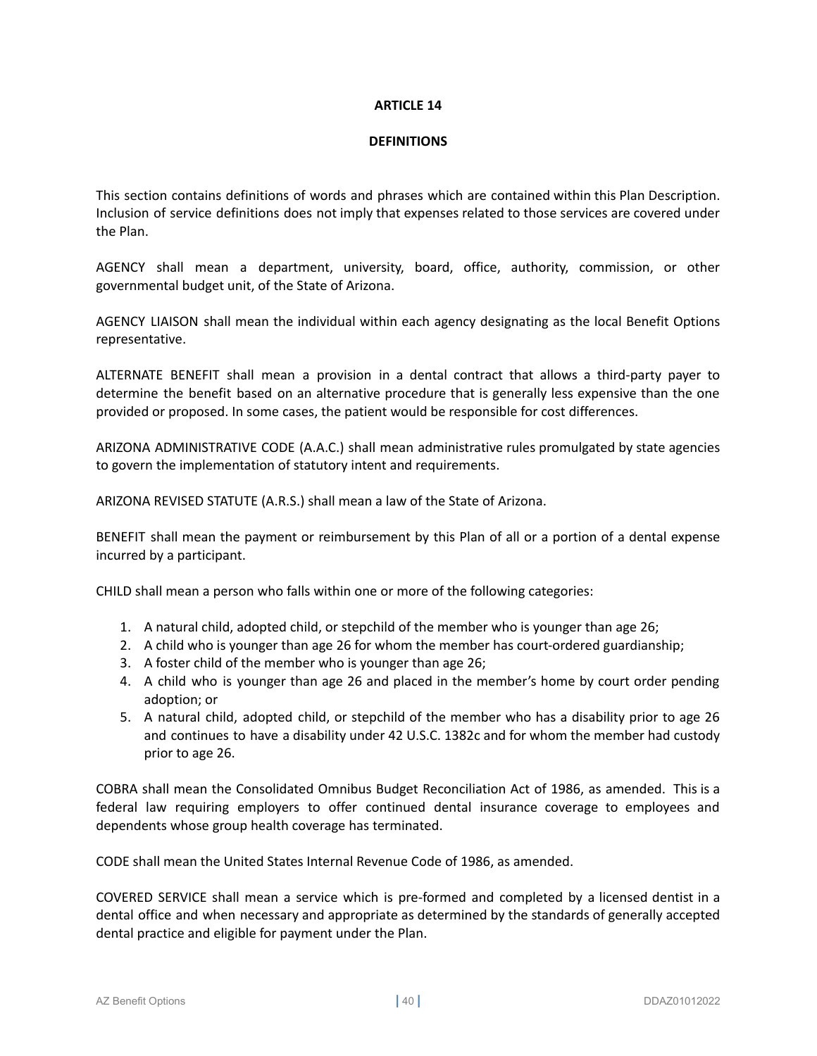# ARTICLE 14

## DEFINITIONS

This section contains definitions of words and phrases which are contained within this Plan Description. Inclusion of service definitions does not imply that expenses related to those services are covered under the Plan.

AGENCY shall mean a department, university, board, office, authority, commission, or other governmental budget unit, of the State of Arizona.

AGENCY LIAISON shall mean the individual within each agency designating as the local Benefit Options representative.

ALTERNATE BENEFIT shall mean a provision in a dental contract that allows a third-party payer to determine the benefit based on an alternative procedure that is generally less expensive than the one provided or proposed. In some cases, the patient would be responsible for cost differences.

ARIZONA ADMINISTRATIVE CODE (A.A.C.) shall mean administrative rules promulgated by state agencies to govern the implementation of statutory intent and requirements.

ARIZONA REVISED STATUTE (A.R.S.) shall mean a law of the State of Arizona.

BENEFIT shall mean the payment or reimbursement by this Plan of all or a portion of a dental expense incurred by a participant.

CHILD shall mean a person who falls within one or more of the following categories:

1. A natural child, adopted child, or stepchild of the member who is younger than age 26;
2. A child who is younger than age 26 for whom the member has court-ordered guardianship;
3. A foster child of the member who is younger than age 26;
4. A child who is younger than age 26 and placed in the member's home by court order pending adoption; or
5. A natural child, adopted child, or stepchild of the member who has a disability prior to age 26 and continues to have a disability under 42 U.S.C. 1382c and for whom the member had custody prior to age 26.

COBRA shall mean the Consolidated Omnibus Budget Reconciliation Act of 1986, as amended. This is a federal law requiring employers to offer continued dental insurance coverage to employees and dependents whose group health coverage has terminated.

CODE shall mean the United States Internal Revenue Code of 1986, as amended.

COVERED SERVICE shall mean a service which is pre-formed and completed by a licensed dentist in a dental office and when necessary and appropriate as determined by the standards of generally accepted dental practice and eligible for payment under the Plan.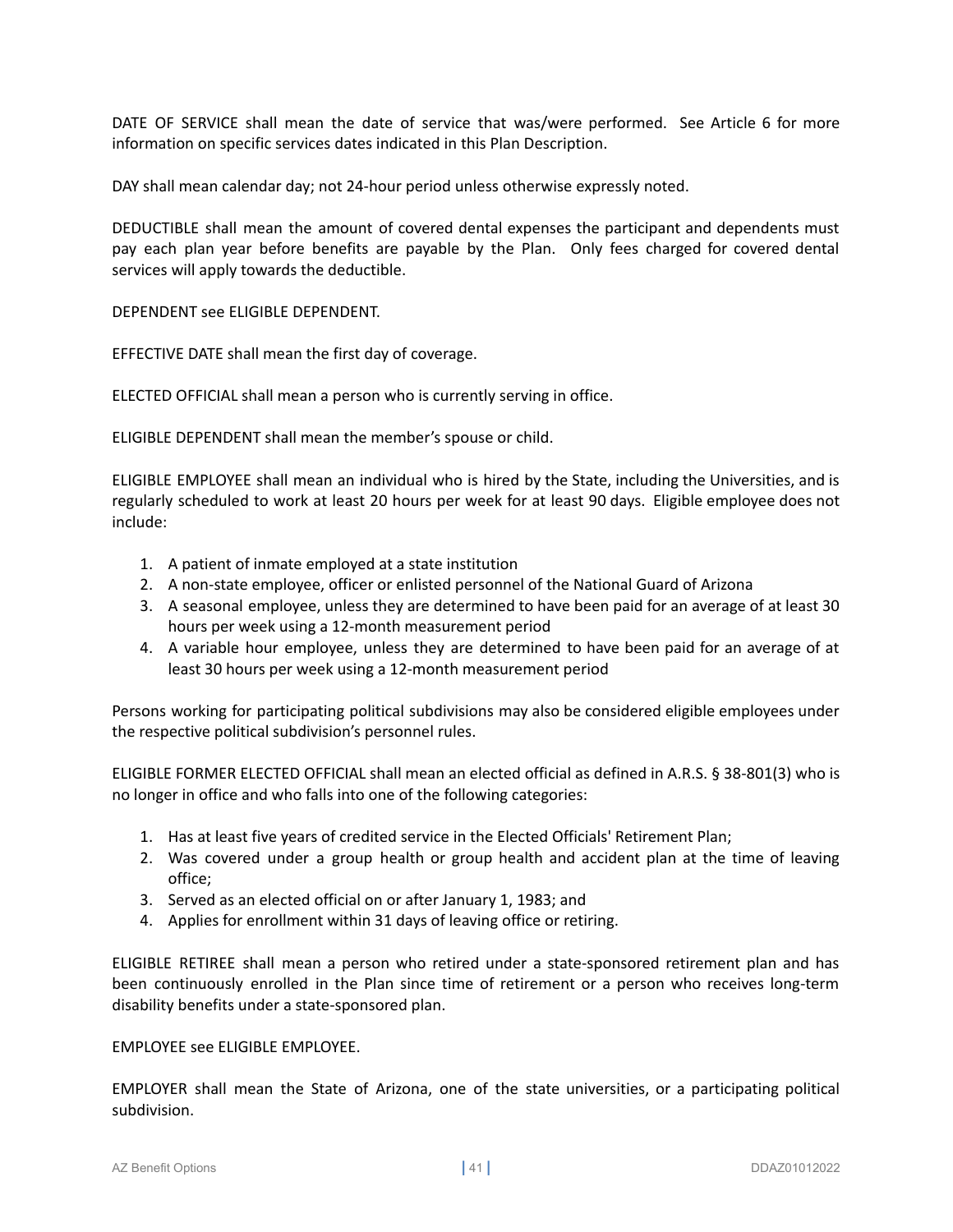DATE OF SERVICE shall mean the date of service that was/were performed. See Article 6 for more information on specific services dates indicated in this Plan Description.

DAY shall mean calendar day; not 24-hour period unless otherwise expressly noted.

DEDUCTIBLE shall mean the amount of covered dental expenses the participant and dependents must pay each plan year before benefits are payable by the Plan. Only fees charged for covered dental services will apply towards the deductible.

DEPENDENT see ELIGIBLE DEPENDENT.

EFFECTIVE DATE shall mean the first day of coverage.

ELECTED OFFICIAL shall mean a person who is currently serving in office.

ELIGIBLE DEPENDENT shall mean the member's spouse or child.

ELIGIBLE EMPLOYEE shall mean an individual who is hired by the State, including the Universities, and is regularly scheduled to work at least 20 hours per week for at least 90 days. Eligible employee does not include:

1. A patient of inmate employed at a state institution
2. A non-state employee, officer or enlisted personnel of the National Guard of Arizona
3. A seasonal employee, unless they are determined to have been paid for an average of at least 30 hours per week using a 12-month measurement period
4. A variable hour employee, unless they are determined to have been paid for an average of at least 30 hours per week using a 12-month measurement period

Persons working for participating political subdivisions may also be considered eligible employees under the respective political subdivision's personnel rules.

ELIGIBLE FORMER ELECTED OFFICIAL shall mean an elected official as defined in A.R.S. § 38-801(3) who is no longer in office and who falls into one of the following categories:

1. Has at least five years of credited service in the Elected Officials' Retirement Plan;
2. Was covered under a group health or group health and accident plan at the time of leaving office;
3. Served as an elected official on or after January 1, 1983; and
4. Applies for enrollment within 31 days of leaving office or retiring.

ELIGIBLE RETIREE shall mean a person who retired under a state-sponsored retirement plan and has been continuously enrolled in the Plan since time of retirement or a person who receives long-term disability benefits under a state-sponsored plan.

EMPLOYEE see ELIGIBLE EMPLOYEE.

EMPLOYER shall mean the State of Arizona, one of the state universities, or a participating political subdivision.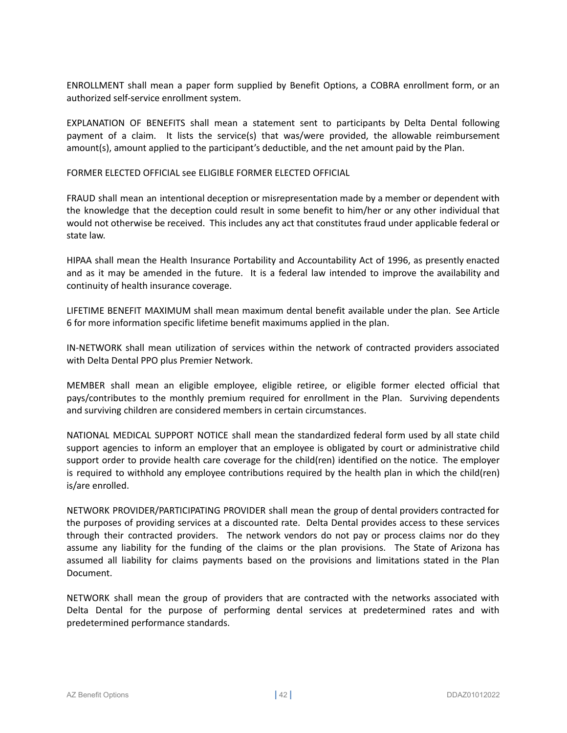ENROLLMENT shall mean a paper form supplied by Benefit Options, a COBRA enrollment form, or an authorized self-service enrollment system.

EXPLANATION OF BENEFITS shall mean a statement sent to participants by Delta Dental following payment of a claim. It lists the service(s) that was/were provided, the allowable reimbursement amount(s), amount applied to the participant's deductible, and the net amount paid by the Plan.

FORMER ELECTED OFFICIAL see ELIGIBLE FORMER ELECTED OFFICIAL

FRAUD shall mean an intentional deception or misrepresentation made by a member or dependent with the knowledge that the deception could result in some benefit to him/her or any other individual that would not otherwise be received. This includes any act that constitutes fraud under applicable federal or state law.

HIPAA shall mean the Health Insurance Portability and Accountability Act of 1996, as presently enacted and as it may be amended in the future. It is a federal law intended to improve the availability and continuity of health insurance coverage.

LIFETIME BENEFIT MAXIMUM shall mean maximum dental benefit available under the plan. See Article 6 for more information specific lifetime benefit maximums applied in the plan.

IN-NETWORK shall mean utilization of services within the network of contracted providers associated with Delta Dental PPO plus Premier Network.

MEMBER shall mean an eligible employee, eligible retiree, or eligible former elected official that pays/contributes to the monthly premium required for enrollment in the Plan. Surviving dependents and surviving children are considered members in certain circumstances.

NATIONAL MEDICAL SUPPORT NOTICE shall mean the standardized federal form used by all state child support agencies to inform an employer that an employee is obligated by court or administrative child support order to provide health care coverage for the child(ren) identified on the notice. The employer is required to withhold any employee contributions required by the health plan in which the child(ren) is/are enrolled.

NETWORK PROVIDER/PARTICIPATING PROVIDER shall mean the group of dental providers contracted for the purposes of providing services at a discounted rate. Delta Dental provides access to these services through their contracted providers. The network vendors do not pay or process claims nor do they assume any liability for the funding of the claims or the plan provisions. The State of Arizona has assumed all liability for claims payments based on the provisions and limitations stated in the Plan Document.

NETWORK shall mean the group of providers that are contracted with the networks associated with Delta Dental for the purpose of performing dental services at predetermined rates and with predetermined performance standards.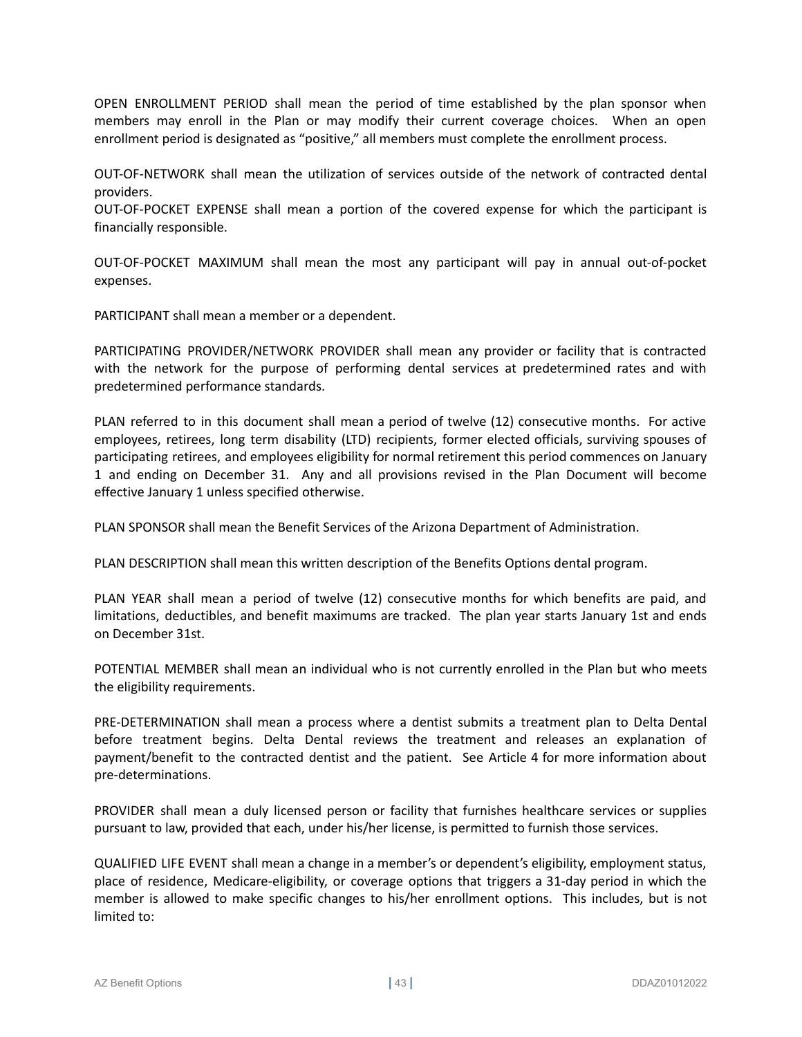OPEN ENROLLMENT PERIOD shall mean the period of time established by the plan sponsor when members may enroll in the Plan or may modify their current coverage choices. When an open enrollment period is designated as "positive," all members must complete the enrollment process.

OUT-OF-NETWORK shall mean the utilization of services outside of the network of contracted dental providers.
OUT-OF-POCKET EXPENSE shall mean a portion of the covered expense for which the participant is financially responsible.

OUT-OF-POCKET MAXIMUM shall mean the most any participant will pay in annual out-of-pocket expenses.

PARTICIPANT shall mean a member or a dependent.

PARTICIPATING PROVIDER/NETWORK PROVIDER shall mean any provider or facility that is contracted with the network for the purpose of performing dental services at predetermined rates and with predetermined performance standards.

PLAN referred to in this document shall mean a period of twelve (12) consecutive months. For active employees, retirees, long term disability (LTD) recipients, former elected officials, surviving spouses of participating retirees, and employees eligibility for normal retirement this period commences on January 1 and ending on December 31. Any and all provisions revised in the Plan Document will become effective January 1 unless specified otherwise.

PLAN SPONSOR shall mean the Benefit Services of the Arizona Department of Administration.

PLAN DESCRIPTION shall mean this written description of the Benefits Options dental program.

PLAN YEAR shall mean a period of twelve (12) consecutive months for which benefits are paid, and limitations, deductibles, and benefit maximums are tracked. The plan year starts January 1st and ends on December 31st.

POTENTIAL MEMBER shall mean an individual who is not currently enrolled in the Plan but who meets the eligibility requirements.

PRE-DETERMINATION shall mean a process where a dentist submits a treatment plan to Delta Dental before treatment begins. Delta Dental reviews the treatment and releases an explanation of payment/benefit to the contracted dentist and the patient. See Article 4 for more information about pre-determinations.

PROVIDER shall mean a duly licensed person or facility that furnishes healthcare services or supplies pursuant to law, provided that each, under his/her license, is permitted to furnish those services.

QUALIFIED LIFE EVENT shall mean a change in a member's or dependent's eligibility, employment status, place of residence, Medicare-eligibility, or coverage options that triggers a 31-day period in which the member is allowed to make specific changes to his/her enrollment options. This includes, but is not limited to: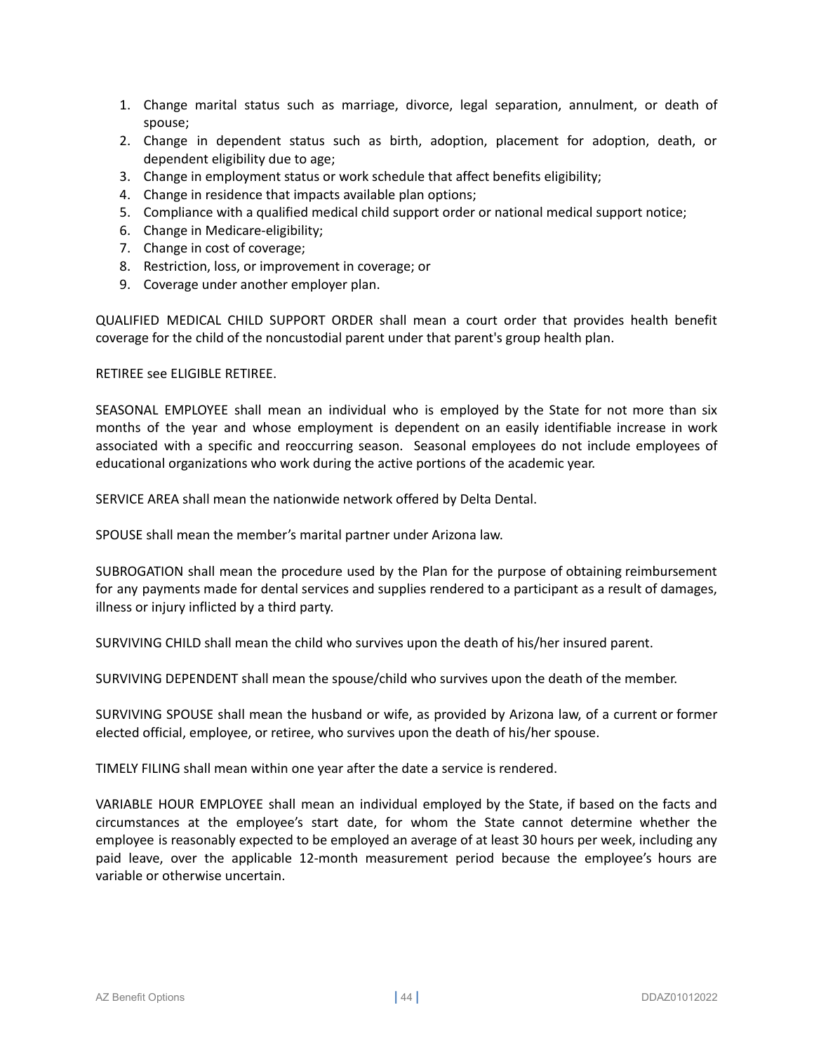1. Change marital status such as marriage, divorce, legal separation, annulment, or death of spouse;
2. Change in dependent status such as birth, adoption, placement for adoption, death, or dependent eligibility due to age;
3. Change in employment status or work schedule that affect benefits eligibility;
4. Change in residence that impacts available plan options;
5. Compliance with a qualified medical child support order or national medical support notice;
6. Change in Medicare-eligibility;
7. Change in cost of coverage;
8. Restriction, loss, or improvement in coverage; or
9. Coverage under another employer plan.

QUALIFIED MEDICAL CHILD SUPPORT ORDER shall mean a court order that provides health benefit coverage for the child of the noncustodial parent under that parent's group health plan.

RETIREE see ELIGIBLE RETIREE.

SEASONAL EMPLOYEE shall mean an individual who is employed by the State for not more than six months of the year and whose employment is dependent on an easily identifiable increase in work associated with a specific and reoccurring season. Seasonal employees do not include employees of educational organizations who work during the active portions of the academic year.

SERVICE AREA shall mean the nationwide network offered by Delta Dental.

SPOUSE shall mean the member's marital partner under Arizona law.

SUBROGATION shall mean the procedure used by the Plan for the purpose of obtaining reimbursement for any payments made for dental services and supplies rendered to a participant as a result of damages, illness or injury inflicted by a third party.

SURVIVING CHILD shall mean the child who survives upon the death of his/her insured parent.

SURVIVING DEPENDENT shall mean the spouse/child who survives upon the death of the member.

SURVIVING SPOUSE shall mean the husband or wife, as provided by Arizona law, of a current or former elected official, employee, or retiree, who survives upon the death of his/her spouse.

TIMELY FILING shall mean within one year after the date a service is rendered.

VARIABLE HOUR EMPLOYEE shall mean an individual employed by the State, if based on the facts and circumstances at the employee's start date, for whom the State cannot determine whether the employee is reasonably expected to be employed an average of at least 30 hours per week, including any paid leave, over the applicable 12-month measurement period because the employee's hours are variable or otherwise uncertain.